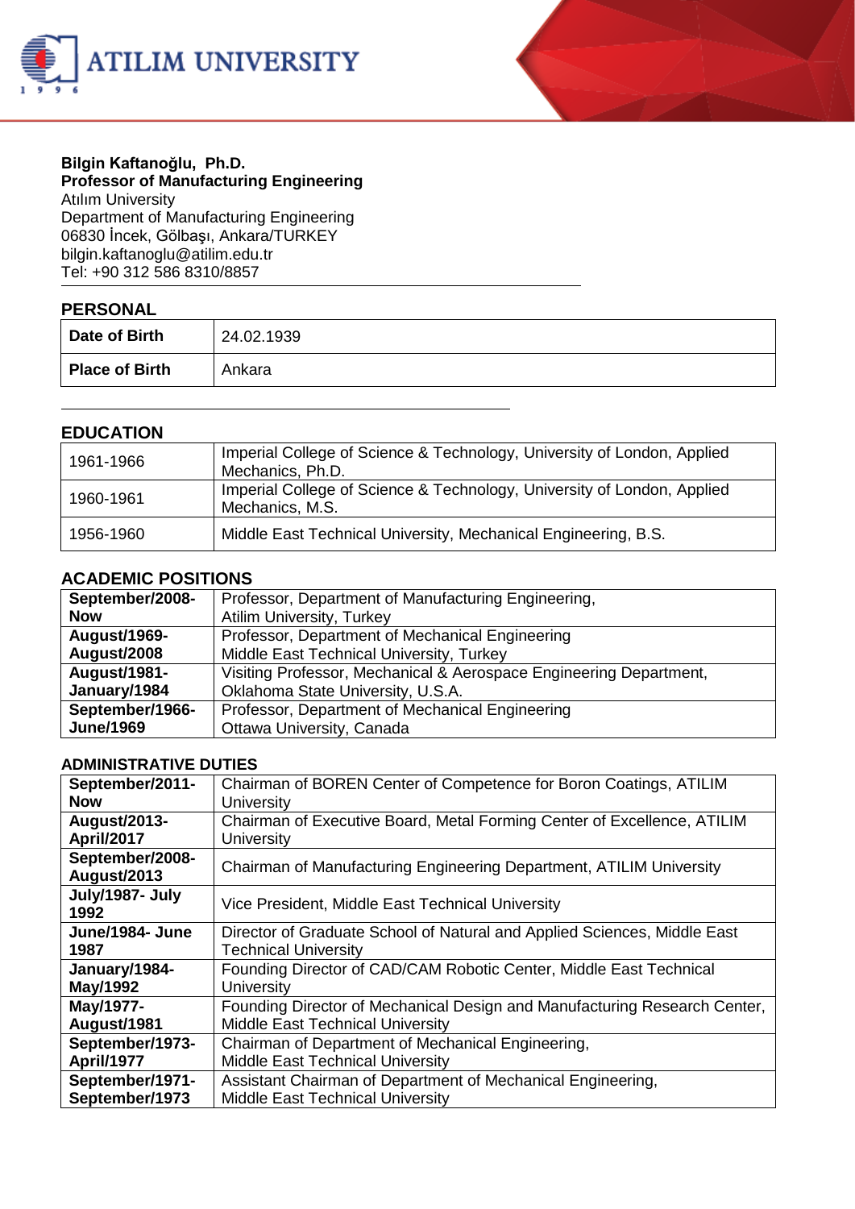**Bilgin Kaftanoğlu, Ph.D.**
**Professor of Manufacturing Engineering**
Atılım University
Department of Manufacturing Engineering
06830 İncek, Gölbaşı, Ankara/TURKEY
bilgin.kaftanoglu@atilim.edu.tr
Tel: +90 312 586 8310/8857

## PERSONAL

| | |
|---|---|
| **Date of Birth** | 24.02.1939 |
| **Place of Birth** | Ankara |

## EDUCATION

| | |
|---|---|
| 1961-1966 | Imperial College of Science & Technology, University of London, Applied Mechanics, Ph.D. |
| 1960-1961 | Imperial College of Science & Technology, University of London, Applied Mechanics, M.S. |
| 1956-1960 | Middle East Technical University, Mechanical Engineering, B.S. |

## ACADEMIC POSITIONS

| | |
|---|---|
| **September/2008-Now** | Professor, Department of Manufacturing Engineering, Atilim University, Turkey |
| **August/1969-August/2008** | Professor, Department of Mechanical Engineering Middle East Technical University, Turkey |
| **August/1981-January/1984** | Visiting Professor, Mechanical & Aerospace Engineering Department, Oklahoma State University, U.S.A. |
| **September/1966-June/1969** | Professor, Department of Mechanical Engineering Ottawa University, Canada |

## ADMINISTRATIVE DUTIES

| | |
|---|---|
| **September/2011-Now** | Chairman of BOREN Center of Competence for Boron Coatings, ATILIM University |
| **August/2013-April/2017** | Chairman of Executive Board, Metal Forming Center of Excellence, ATILIM University |
| **September/2008-August/2013** | Chairman of Manufacturing Engineering Department, ATILIM University |
| **July/1987- July 1992** | Vice President, Middle East Technical University |
| **June/1984- June 1987** | Director of Graduate School of Natural and Applied Sciences, Middle East Technical University |
| **January/1984-May/1992** | Founding Director of CAD/CAM Robotic Center, Middle East Technical University |
| **May/1977-August/1981** | Founding Director of Mechanical Design and Manufacturing Research Center, Middle East Technical University |
| **September/1973-April/1977** | Chairman of Department of Mechanical Engineering, Middle East Technical University |
| **September/1971-September/1973** | Assistant Chairman of Department of Mechanical Engineering, Middle East Technical University |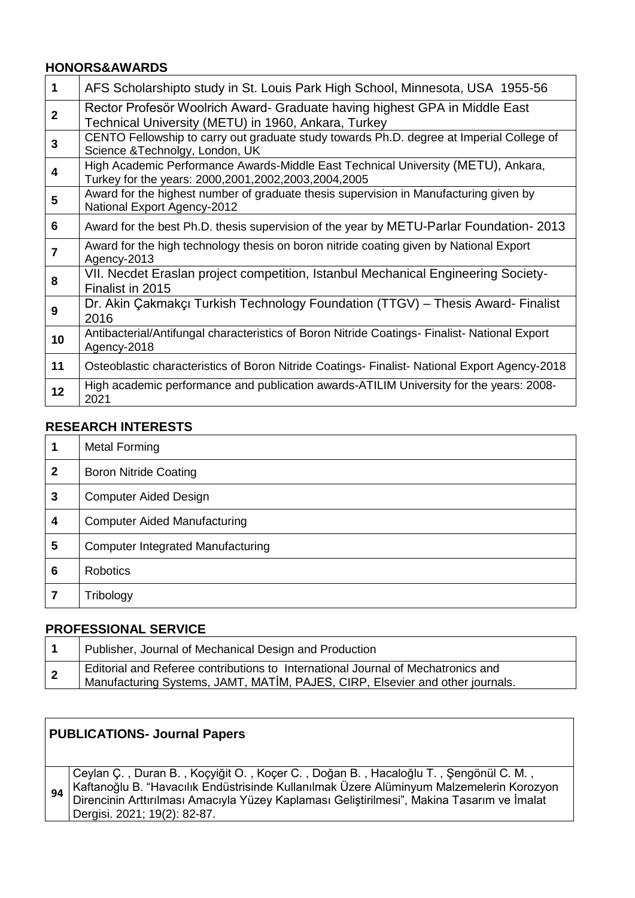## HONORS&AWARDS

| | |
|---|---|
| **1** | AFS Scholarshipto study in St. Louis Park High School, Minnesota, USA 1955-56 |
| **2** | Rector Profesör Woolrich Award- Graduate having highest GPA in Middle East Technical University (METU) in 1960, Ankara, Turkey |
| **3** | CENTO Fellowship to carry out graduate study towards Ph.D. degree at Imperial College of Science &Technolgy, London, UK |
| **4** | High Academic Performance Awards-Middle East Technical University (METU), Ankara, Turkey for the years: 2000,2001,2002,2003,2004,2005 |
| **5** | Award for the highest number of graduate thesis supervision in Manufacturing given by National Export Agency-2012 |
| **6** | Award for the best Ph.D. thesis supervision of the year by METU-Parlar Foundation- 2013 |
| **7** | Award for the high technology thesis on boron nitride coating given by National Export Agency-2013 |
| **8** | VII. Necdet Eraslan project competition, Istanbul Mechanical Engineering Society- Finalist in 2015 |
| **9** | Dr. Akin Çakmakçı Turkish Technology Foundation (TTGV) – Thesis Award- Finalist 2016 |
| **10** | Antibacterial/Antifungal characteristics of Boron Nitride Coatings- Finalist- National Export Agency-2018 |
| **11** | Osteoblastic characteristics of Boron Nitride Coatings- Finalist- National Export Agency-2018 |
| **12** | High academic performance and publication awards-ATILIM University for the years: 2008-2021 |

## RESEARCH INTERESTS

| | |
|---|---|
| **1** | Metal Forming |
| **2** | Boron Nitride Coating |
| **3** | Computer Aided Design |
| **4** | Computer Aided Manufacturing |
| **5** | Computer Integrated Manufacturing |
| **6** | Robotics |
| **7** | Tribology |

## PROFESSIONAL SERVICE

| | |
|---|---|
| **1** | Publisher, Journal of Mechanical Design and Production |
| **2** | Editorial and Referee contributions to International Journal of Mechatronics and Manufacturing Systems, JAMT, MATİM, PAJES, CIRP, Elsevier and other journals. |

## PUBLICATIONS- Journal Papers

| | |
|---|---|
| **94** | Ceylan Ç. , Duran B. , Koçyiğit O. , Koçer C. , Doğan B. , Hacaloğlu T. , Şengönül C. M. , Kaftanoğlu B. "Havacılık Endüstrisinde Kullanılmak Üzere Alüminyum Malzemelerin Korozyon Direncinin Arttırılması Amacıyla Yüzey Kaplaması Geliştirilmesi", Makina Tasarım ve İmalat Dergisi. 2021; 19(2): 82-87. |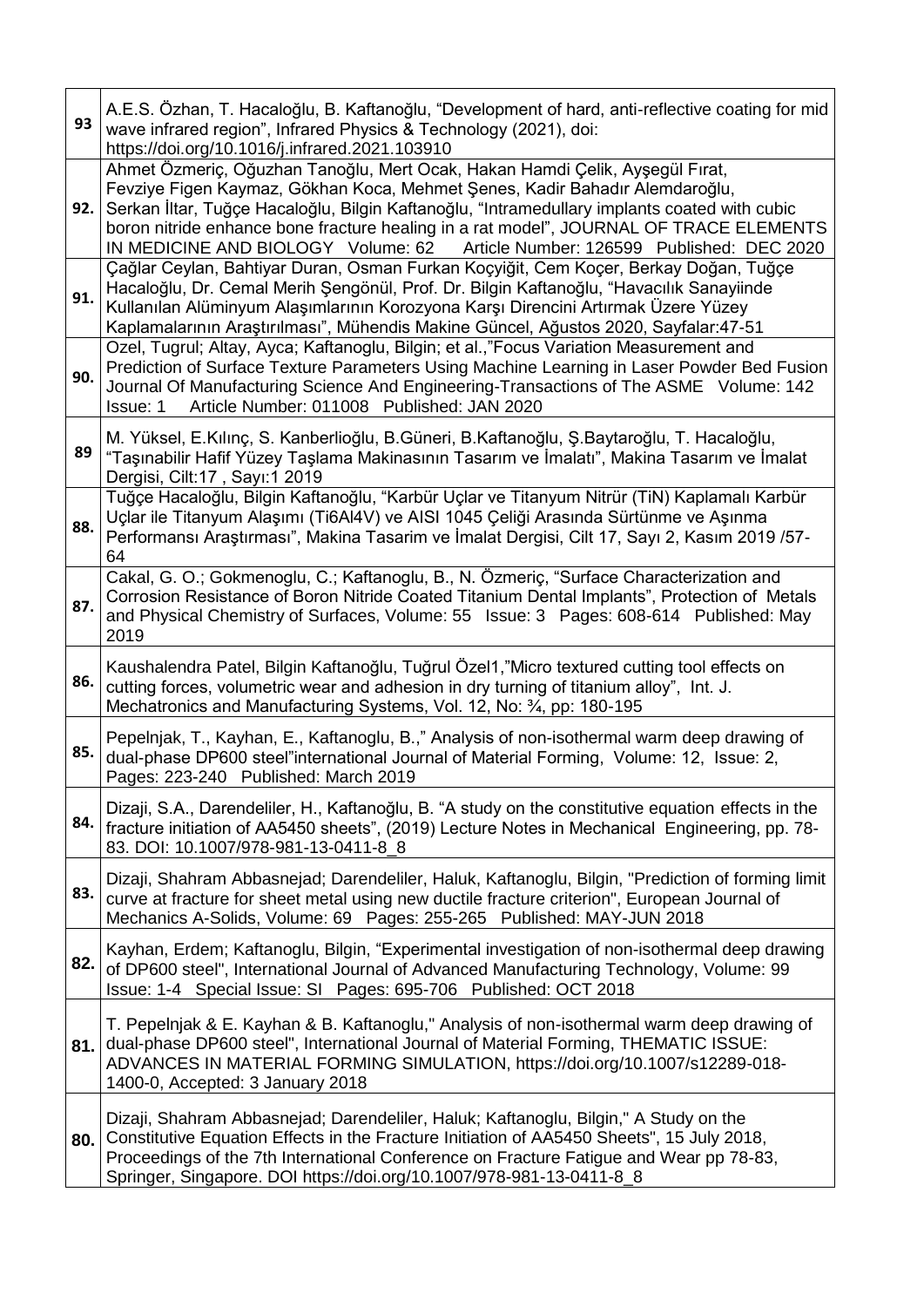| | |
|---|---|
| 93 | A.E.S. Özhan, T. Hacaloğlu, B. Kaftanoğlu, “Development of hard, anti-reflective coating for mid wave infrared region”, Infrared Physics & Technology (2021), doi: https://doi.org/10.1016/j.infrared.2021.103910 |
| 92. | Ahmet Özmeriç, Oğuzhan Tanoğlu, Mert Ocak, Hakan Hamdi Çelik, Ayşegül Fırat, Fevziye Figen Kaymaz, Gökhan Koca, Mehmet Şenes, Kadir Bahadır Alemdaroğlu, Serkan İltar, Tuğçe Hacaloğlu, Bilgin Kaftanoğlu, “Intramedullary implants coated with cubic boron nitride enhance bone fracture healing in a rat model”, JOURNAL OF TRACE ELEMENTS IN MEDICINE AND BIOLOGY Volume: 62 Article Number: 126599 Published: DEC 2020 |
| 91. | Çağlar Ceylan, Bahtiyar Duran, Osman Furkan Koçyiğit, Cem Koçer, Berkay Doğan, Tuğçe Hacaloğlu, Dr. Cemal Merih Şengönül, Prof. Dr. Bilgin Kaftanoğlu, “Havacılık Sanayiinde Kullanılan Alüminyum Alaşımlarının Korozyona Karşı Direncini Artırmak Üzere Yüzey Kaplamalarının Araştırılması”, Mühendis Makine Güncel, Ağustos 2020, Sayfalar:47-51 |
| 90. | Ozel, Tugrul; Altay, Ayca; Kaftanoglu, Bilgin; et al.,”Focus Variation Measurement and Prediction of Surface Texture Parameters Using Machine Learning in Laser Powder Bed Fusion Journal Of Manufacturing Science And Engineering-Transactions of The ASME Volume: 142 Issue: 1 Article Number: 011008 Published: JAN 2020 |
| 89 | M. Yüksel, E.Kılınç, S. Kanberlioğlu, B.Güneri, B.Kaftanoğlu, Ş.Baytaroğlu, T. Hacaloğlu, “Taşınabilir Hafif Yüzey Taşlama Makinasının Tasarım ve İmalatı”, Makina Tasarım ve İmalat Dergisi, Cilt:17 , Sayı:1 2019 |
| 88. | Tuğçe Hacaloğlu, Bilgin Kaftanoğlu, “Karbür Uçlar ve Titanyum Nitrür (TiN) Kaplamalı Karbür Uçlar ile Titanyum Alaşımı (Ti6Al4V) ve AISI 1045 Çeliği Arasında Sürtünme ve Aşınma Performansı Araştırması”, Makina Tasarim ve İmalat Dergisi, Cilt 17, Sayı 2, Kasım 2019 /57-64 |
| 87. | Cakal, G. O.; Gokmenoglu, C.; Kaftanoglu, B., N. Özmeriç, “Surface Characterization and Corrosion Resistance of Boron Nitride Coated Titanium Dental Implants”, Protection of Metals and Physical Chemistry of Surfaces, Volume: 55 Issue: 3 Pages: 608-614 Published: May 2019 |
| 86. | Kaushalendra Patel, Bilgin Kaftanoğlu, Tuğrul Özel1,”Micro textured cutting tool effects on cutting forces, volumetric wear and adhesion in dry turning of titanium alloy”, Int. J. Mechatronics and Manufacturing Systems, Vol. 12, No: ¾, pp: 180-195 |
| 85. | Pepelnjak, T., Kayhan, E., Kaftanoglu, B.,” Analysis of non-isothermal warm deep drawing of dual-phase DP600 steel”international Journal of Material Forming, Volume: 12, Issue: 2, Pages: 223-240 Published: March 2019 |
| 84. | Dizaji, S.A., Darendeliler, H., Kaftanoğlu, B. “A study on the constitutive equation effects in the fracture initiation of AA5450 sheets”, (2019) Lecture Notes in Mechanical Engineering, pp. 78-83. DOI: 10.1007/978-981-13-0411-8_8 |
| 83. | Dizaji, Shahram Abbasnejad; Darendeliler, Haluk, Kaftanoglu, Bilgin, "Prediction of forming limit curve at fracture for sheet metal using new ductile fracture criterion", European Journal of Mechanics A-Solids, Volume: 69 Pages: 255-265 Published: MAY-JUN 2018 |
| 82. | Kayhan, Erdem; Kaftanoglu, Bilgin, “Experimental investigation of non-isothermal deep drawing of DP600 steel", International Journal of Advanced Manufacturing Technology, Volume: 99 Issue: 1-4 Special Issue: SI Pages: 695-706 Published: OCT 2018 |
| 81. | T. Pepelnjak & E. Kayhan & B. Kaftanoglu," Analysis of non-isothermal warm deep drawing of dual-phase DP600 steel", International Journal of Material Forming, THEMATIC ISSUE: ADVANCES IN MATERIAL FORMING SIMULATION, https://doi.org/10.1007/s12289-018-1400-0, Accepted: 3 January 2018 |
| 80. | Dizaji, Shahram Abbasnejad; Darendeliler, Haluk; Kaftanoglu, Bilgin," A Study on the Constitutive Equation Effects in the Fracture Initiation of AA5450 Sheets", 15 July 2018, Proceedings of the 7th International Conference on Fracture Fatigue and Wear pp 78-83, Springer, Singapore. DOI https://doi.org/10.1007/978-981-13-0411-8_8 |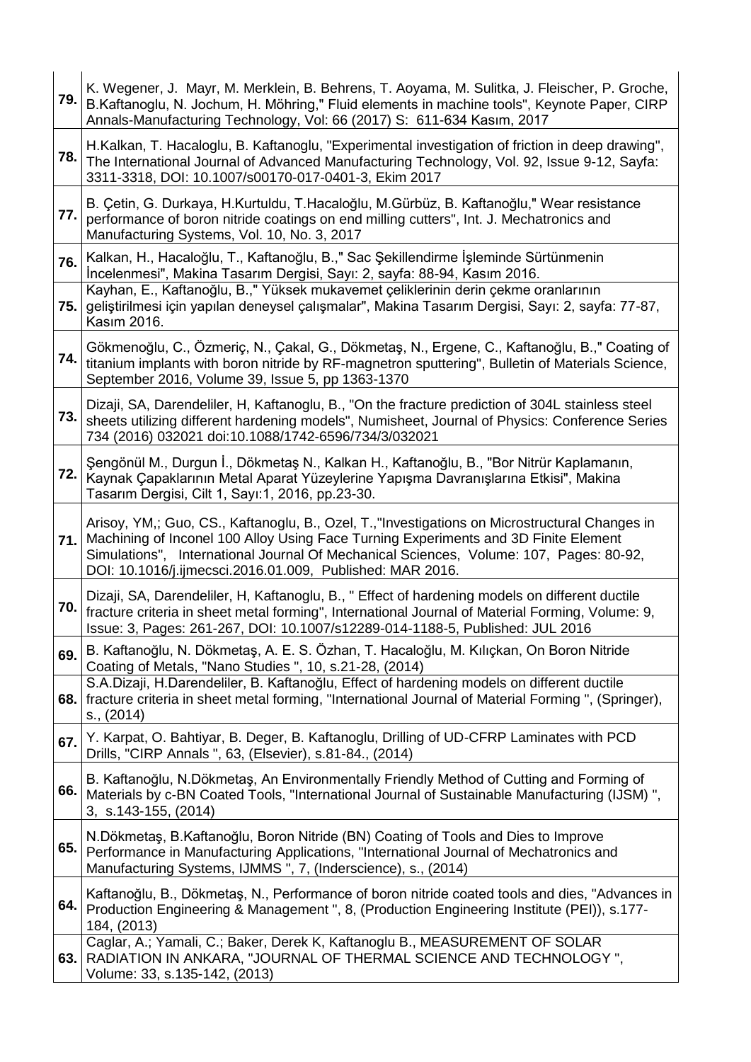| | |
|---|---|
| **79.** | K. Wegener, J. Mayr, M. Merklein, B. Behrens, T. Aoyama, M. Sulitka, J. Fleischer, P. Groche, B.Kaftanoglu, N. Jochum, H. Möhring," Fluid elements in machine tools", Keynote Paper, CIRP Annals-Manufacturing Technology, Vol: 66 (2017) S: 611-634 Kasım, 2017 |
| **78.** | H.Kalkan, T. Hacaloglu, B. Kaftanoglu, "Experimental investigation of friction in deep drawing", The International Journal of Advanced Manufacturing Technology, Vol. 92, Issue 9-12, Sayfa: 3311-3318, DOI: 10.1007/s00170-017-0401-3, Ekim 2017 |
| **77.** | B. Çetin, G. Durkaya, H.Kurtuldu, T.Hacaloğlu, M.Gürbüz, B. Kaftanoğlu," Wear resistance performance of boron nitride coatings on end milling cutters", Int. J. Mechatronics and Manufacturing Systems, Vol. 10, No. 3, 2017 |
| **76.** | Kalkan, H., Hacaloğlu, T., Kaftanoğlu, B.," Sac Şekillendirme İşleminde Sürtünmenin İncelenmesi", Makina Tasarım Dergisi, Sayı: 2, sayfa: 88-94, Kasım 2016. |
| **75.** | Kayhan, E., Kaftanoğlu, B.," Yüksek mukavemet çeliklerinin derin çekme oranlarının geliştirilmesi için yapılan deneysel çalışmalar", Makina Tasarım Dergisi, Sayı: 2, sayfa: 77-87, Kasım 2016. |
| **74.** | Gökmenoğlu, C., Özmeriç, N., Çakal, G., Dökmetaş, N., Ergene, C., Kaftanoğlu, B.," Coating of titanium implants with boron nitride by RF-magnetron sputtering", Bulletin of Materials Science, September 2016, Volume 39, Issue 5, pp 1363-1370 |
| **73.** | Dizaji, SA, Darendeliler, H, Kaftanoglu, B., "On the fracture prediction of 304L stainless steel sheets utilizing different hardening models", Numisheet, Journal of Physics: Conference Series 734 (2016) 032021 doi:10.1088/1742-6596/734/3/032021 |
| **72.** | Şengönül M., Durgun İ., Dökmetaş N., Kalkan H., Kaftanoğlu, B., "Bor Nitrür Kaplamanın, Kaynak Çapaklarının Metal Aparat Yüzeylerine Yapışma Davranışlarına Etkisi", Makina Tasarım Dergisi, Cilt 1, Sayı:1, 2016, pp.23-30. |
| **71.** | Arisoy, YM,; Guo, CS., Kaftanoglu, B., Ozel, T.,"Investigations on Microstructural Changes in Machining of Inconel 100 Alloy Using Face Turning Experiments and 3D Finite Element Simulations", International Journal Of Mechanical Sciences, Volume: 107, Pages: 80-92, DOI: 10.1016/j.ijmecsci.2016.01.009, Published: MAR 2016. |
| **70.** | Dizaji, SA, Darendeliler, H, Kaftanoglu, B., " Effect of hardening models on different ductile fracture criteria in sheet metal forming", International Journal of Material Forming, Volume: 9, Issue: 3, Pages: 261-267, DOI: 10.1007/s12289-014-1188-5, Published: JUL 2016 |
| **69.** | B. Kaftanoğlu, N. Dökmetaş, A. E. S. Özhan, T. Hacaloğlu, M. Kılıçkan, On Boron Nitride Coating of Metals, "Nano Studies ", 10, s.21-28, (2014) |
| **68.** | S.A.Dizaji, H.Darendeliler, B. Kaftanoğlu, Effect of hardening models on different ductile fracture criteria in sheet metal forming, "International Journal of Material Forming ", (Springer), s., (2014) |
| **67.** | Y. Karpat, O. Bahtiyar, B. Deger, B. Kaftanoglu, Drilling of UD-CFRP Laminates with PCD Drills, "CIRP Annals ", 63, (Elsevier), s.81-84., (2014) |
| **66.** | B. Kaftanoğlu, N.Dökmetaş, An Environmentally Friendly Method of Cutting and Forming of Materials by c-BN Coated Tools, "International Journal of Sustainable Manufacturing (IJSM) ", 3, s.143-155, (2014) |
| **65.** | N.Dökmetaş, B.Kaftanoğlu, Boron Nitride (BN) Coating of Tools and Dies to Improve Performance in Manufacturing Applications, "International Journal of Mechatronics and Manufacturing Systems, IJMMS ", 7, (Inderscience), s., (2014) |
| **64.** | Kaftanoğlu, B., Dökmetaş, N., Performance of boron nitride coated tools and dies, "Advances in Production Engineering & Management ", 8, (Production Engineering Institute (PEI)), s.177-184, (2013) |
| **63.** | Caglar, A.; Yamali, C.; Baker, Derek K, Kaftanoglu B., MEASUREMENT OF SOLAR RADIATION IN ANKARA, "JOURNAL OF THERMAL SCIENCE AND TECHNOLOGY ", Volume: 33, s.135-142, (2013) |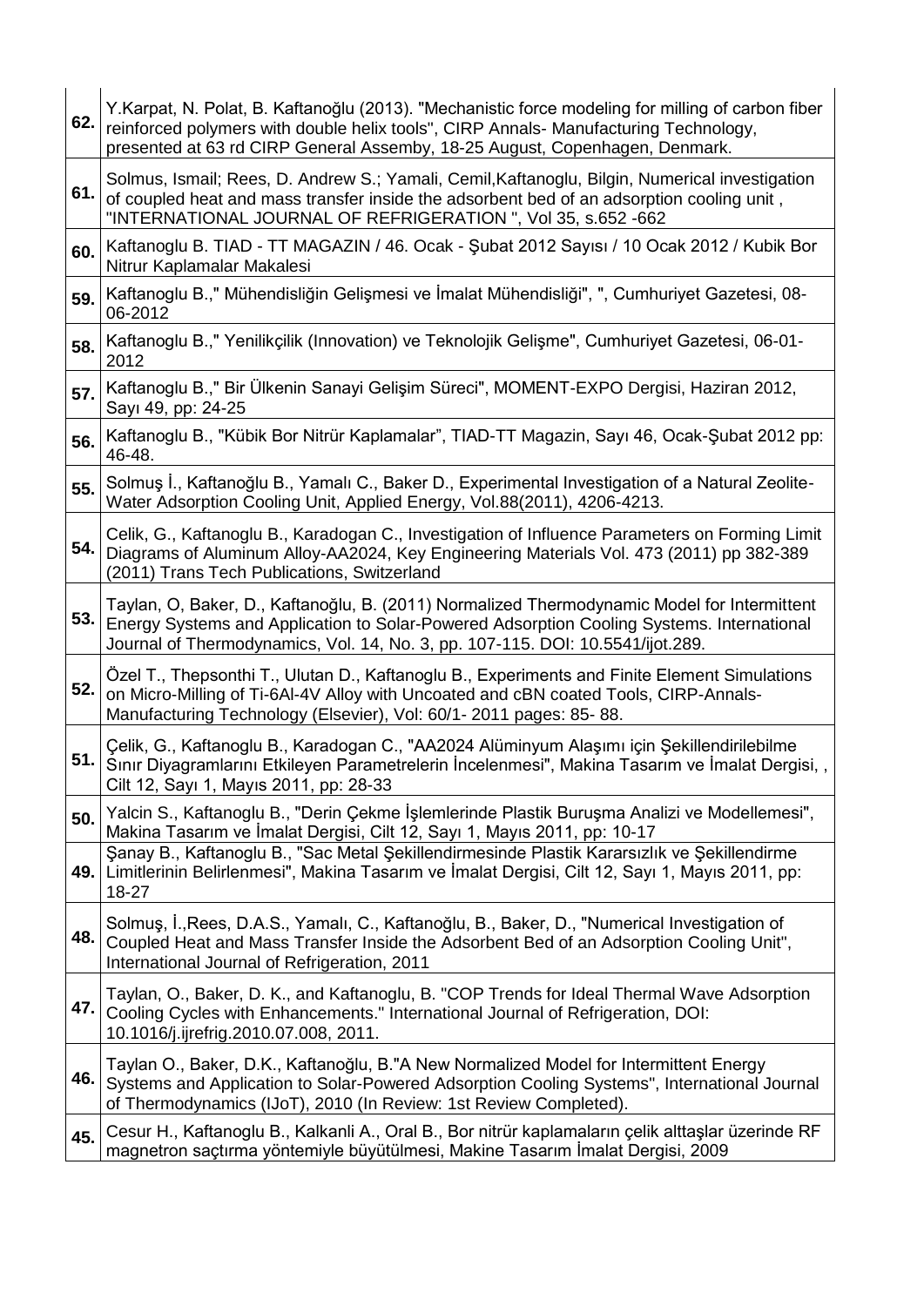| | |
|---|---|
| **62.** | Y.Karpat, N. Polat, B. Kaftanoğlu (2013). "Mechanistic force modeling for milling of carbon fiber reinforced polymers with double helix tools", CIRP Annals- Manufacturing Technology, presented at 63 rd CIRP General Assemby, 18-25 August, Copenhagen, Denmark. |
| **61.** | Solmus, Ismail; Rees, D. Andrew S.; Yamali, Cemil,Kaftanoglu, Bilgin, Numerical investigation of coupled heat and mass transfer inside the adsorbent bed of an adsorption cooling unit , "INTERNATIONAL JOURNAL OF REFRIGERATION ", Vol 35, s.652 -662 |
| **60.** | Kaftanoglu B. TIAD - TT MAGAZIN / 46. Ocak - Şubat 2012 Sayısı / 10 Ocak 2012 / Kubik Bor Nitrur Kaplamalar Makalesi |
| **59.** | Kaftanoglu B.," Mühendisliğin Gelişmesi ve İmalat Mühendisliği", ", Cumhuriyet Gazetesi, 08-06-2012 |
| **58.** | Kaftanoglu B.," Yenilikçilik (Innovation) ve Teknolojik Gelişme", Cumhuriyet Gazetesi, 06-01-2012 |
| **57.** | Kaftanoglu B.," Bir Ülkenin Sanayi Gelişim Süreci", MOMENT-EXPO Dergisi, Haziran 2012, Sayı 49, pp: 24-25 |
| **56.** | Kaftanoglu B., "Kübik Bor Nitrür Kaplamalar", TIAD-TT Magazin, Sayı 46, Ocak-Şubat 2012 pp: 46-48. |
| **55.** | Solmuş İ., Kaftanoğlu B., Yamalı C., Baker D., Experimental Investigation of a Natural Zeolite-Water Adsorption Cooling Unit, Applied Energy, Vol.88(2011), 4206-4213. |
| **54.** | Celik, G., Kaftanoglu B., Karadogan C., Investigation of Influence Parameters on Forming Limit Diagrams of Aluminum Alloy-AA2024, Key Engineering Materials Vol. 473 (2011) pp 382-389 (2011) Trans Tech Publications, Switzerland |
| **53.** | Taylan, O, Baker, D., Kaftanoğlu, B. (2011) Normalized Thermodynamic Model for Intermittent Energy Systems and Application to Solar-Powered Adsorption Cooling Systems. International Journal of Thermodynamics, Vol. 14, No. 3, pp. 107-115. DOI: 10.5541/ijot.289. |
| **52.** | Özel T., Thepsonthi T., Ulutan D., Kaftanoglu B., Experiments and Finite Element Simulations on Micro-Milling of Ti-6Al-4V Alloy with Uncoated and cBN coated Tools, CIRP-Annals-Manufacturing Technology (Elsevier), Vol: 60/1- 2011 pages: 85- 88. |
| **51.** | Çelik, G., Kaftanoglu B., Karadogan C., "AA2024 Alüminyum Alaşımı için Şekillendirilebilme Sınır Diyagramlarını Etkileyen Parametrelerin İncelenmesi", Makina Tasarım ve İmalat Dergisi, , Cilt 12, Sayı 1, Mayıs 2011, pp: 28-33 |
| **50.** | Yalcin S., Kaftanoglu B., "Derin Çekme İşlemlerinde Plastik Buruşma Analizi ve Modellemesi", Makina Tasarım ve İmalat Dergisi, Cilt 12, Sayı 1, Mayıs 2011, pp: 10-17 |
| **49.** | Şanay B., Kaftanoglu B., "Sac Metal Şekillendirmesinde Plastik Kararsızlık ve Şekillendirme Limitlerinin Belirlenmesi", Makina Tasarım ve İmalat Dergisi, Cilt 12, Sayı 1, Mayıs 2011, pp: 18-27 |
| **48.** | Solmuş, İ.,Rees, D.A.S., Yamalı, C., Kaftanoğlu, B., Baker, D., "Numerical Investigation of Coupled Heat and Mass Transfer Inside the Adsorbent Bed of an Adsorption Cooling Unit", International Journal of Refrigeration, 2011 |
| **47.** | Taylan, O., Baker, D. K., and Kaftanoglu, B. "COP Trends for Ideal Thermal Wave Adsorption Cooling Cycles with Enhancements." International Journal of Refrigeration, DOI: 10.1016/j.ijrefrig.2010.07.008, 2011. |
| **46.** | Taylan O., Baker, D.K., Kaftanoğlu, B."A New Normalized Model for Intermittent Energy Systems and Application to Solar-Powered Adsorption Cooling Systems", International Journal of Thermodynamics (IJoT), 2010 (In Review: 1st Review Completed). |
| **45.** | Cesur H., Kaftanoglu B., Kalkanli A., Oral B., Bor nitrür kaplamaların çelik alttaşlar üzerinde RF magnetron saçtırma yöntemiyle büyütülmesi, Makine Tasarım İmalat Dergisi, 2009 |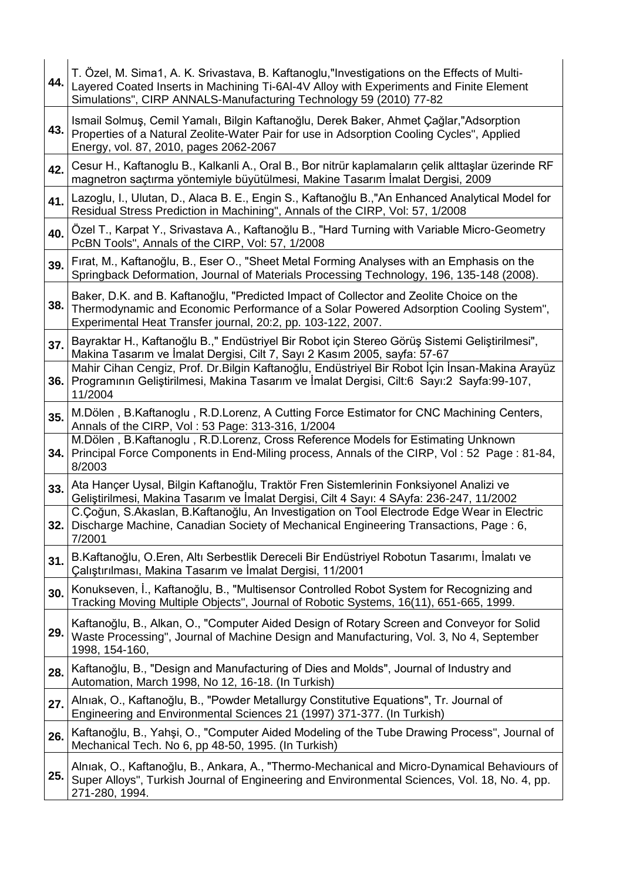| | |
|---|---|
| **44.** | T. Özel, M. Sima1, A. K. Srivastava, B. Kaftanoglu,"Investigations on the Effects of Multi-Layered Coated Inserts in Machining Ti-6Al-4V Alloy with Experiments and Finite Element Simulations", CIRP ANNALS-Manufacturing Technology 59 (2010) 77-82 |
| **43.** | Ismail Solmuş, Cemil Yamalı, Bilgin Kaftanoğlu, Derek Baker, Ahmet Çağlar,"Adsorption Properties of a Natural Zeolite-Water Pair for use in Adsorption Cooling Cycles", Applied Energy, vol. 87, 2010, pages 2062-2067 |
| **42.** | Cesur H., Kaftanoglu B., Kalkanli A., Oral B., Bor nitrür kaplamaların çelik alttaşlar üzerinde RF magnetron saçtırma yöntemiyle büyütülmesi, Makine Tasarım İmalat Dergisi, 2009 |
| **41.** | Lazoglu, I., Ulutan, D., Alaca B. E., Engin S., Kaftanoğlu B.,"An Enhanced Analytical Model for Residual Stress Prediction in Machining", Annals of the CIRP, Vol: 57, 1/2008 |
| **40.** | Özel T., Karpat Y., Srivastava A., Kaftanoğlu B., "Hard Turning with Variable Micro-Geometry PcBN Tools", Annals of the CIRP, Vol: 57, 1/2008 |
| **39.** | Fırat, M., Kaftanoğlu, B., Eser O., "Sheet Metal Forming Analyses with an Emphasis on the Springback Deformation, Journal of Materials Processing Technology, 196, 135-148 (2008). |
| **38.** | Baker, D.K. and B. Kaftanoğlu, "Predicted Impact of Collector and Zeolite Choice on the Thermodynamic and Economic Performance of a Solar Powered Adsorption Cooling System", Experimental Heat Transfer journal, 20:2, pp. 103-122, 2007. |
| **37.** | Bayraktar H., Kaftanoğlu B.," Endüstriyel Bir Robot için Stereo Görüş Sistemi Geliştirilmesi", Makina Tasarım ve İmalat Dergisi, Cilt 7, Sayı 2 Kasım 2005, sayfa: 57-67 |
| **36.** | Mahir Cihan Cengiz, Prof. Dr.Bilgin Kaftanoğlu, Endüstriyel Bir Robot İçin İnsan-Makina Arayüz Programının Geliştirilmesi, Makina Tasarım ve İmalat Dergisi, Cilt:6 Sayı:2 Sayfa:99-107, 11/2004 |
| **35.** | M.Dölen , B.Kaftanoglu , R.D.Lorenz, A Cutting Force Estimator for CNC Machining Centers, Annals of the CIRP, Vol : 53 Page: 313-316, 1/2004 |
| **34.** | M.Dölen , B.Kaftanoglu , R.D.Lorenz, Cross Reference Models for Estimating Unknown Principal Force Components in End-Miling process, Annals of the CIRP, Vol : 52 Page : 81-84, 8/2003 |
| **33.** | Ata Hançer Uysal, Bilgin Kaftanoğlu, Traktör Fren Sistemlerinin Fonksiyonel Analizi ve Geliştirilmesi, Makina Tasarım ve İmalat Dergisi, Cilt 4 Sayı: 4 SAyfa: 236-247, 11/2002 |
| **32.** | C.Çoğun, S.Akaslan, B.Kaftanoğlu, An Investigation on Tool Electrode Edge Wear in Electric Discharge Machine, Canadian Society of Mechanical Engineering Transactions, Page : 6, 7/2001 |
| **31.** | B.Kaftanoğlu, O.Eren, Altı Serbestlik Dereceli Bir Endüstriyel Robotun Tasarımı, İmalatı ve Çalıştırılması, Makina Tasarım ve İmalat Dergisi, 11/2001 |
| **30.** | Konukseven, İ., Kaftanoğlu, B., "Multisensor Controlled Robot System for Recognizing and Tracking Moving Multiple Objects", Journal of Robotic Systems, 16(11), 651-665, 1999. |
| **29.** | Kaftanoğlu, B., Alkan, O., "Computer Aided Design of Rotary Screen and Conveyor for Solid Waste Processing", Journal of Machine Design and Manufacturing, Vol. 3, No 4, September 1998, 154-160, |
| **28.** | Kaftanoğlu, B., "Design and Manufacturing of Dies and Molds", Journal of Industry and Automation, March 1998, No 12, 16-18. (In Turkish) |
| **27.** | Alnıak, O., Kaftanoğlu, B., "Powder Metallurgy Constitutive Equations", Tr. Journal of Engineering and Environmental Sciences 21 (1997) 371-377. (In Turkish) |
| **26.** | Kaftanoğlu, B., Yahşi, O., "Computer Aided Modeling of the Tube Drawing Process", Journal of Mechanical Tech. No 6, pp 48-50, 1995. (In Turkish) |
| **25.** | Alnıak, O., Kaftanoğlu, B., Ankara, A., "Thermo-Mechanical and Micro-Dynamical Behaviours of Super Alloys", Turkish Journal of Engineering and Environmental Sciences, Vol. 18, No. 4, pp. 271-280, 1994. |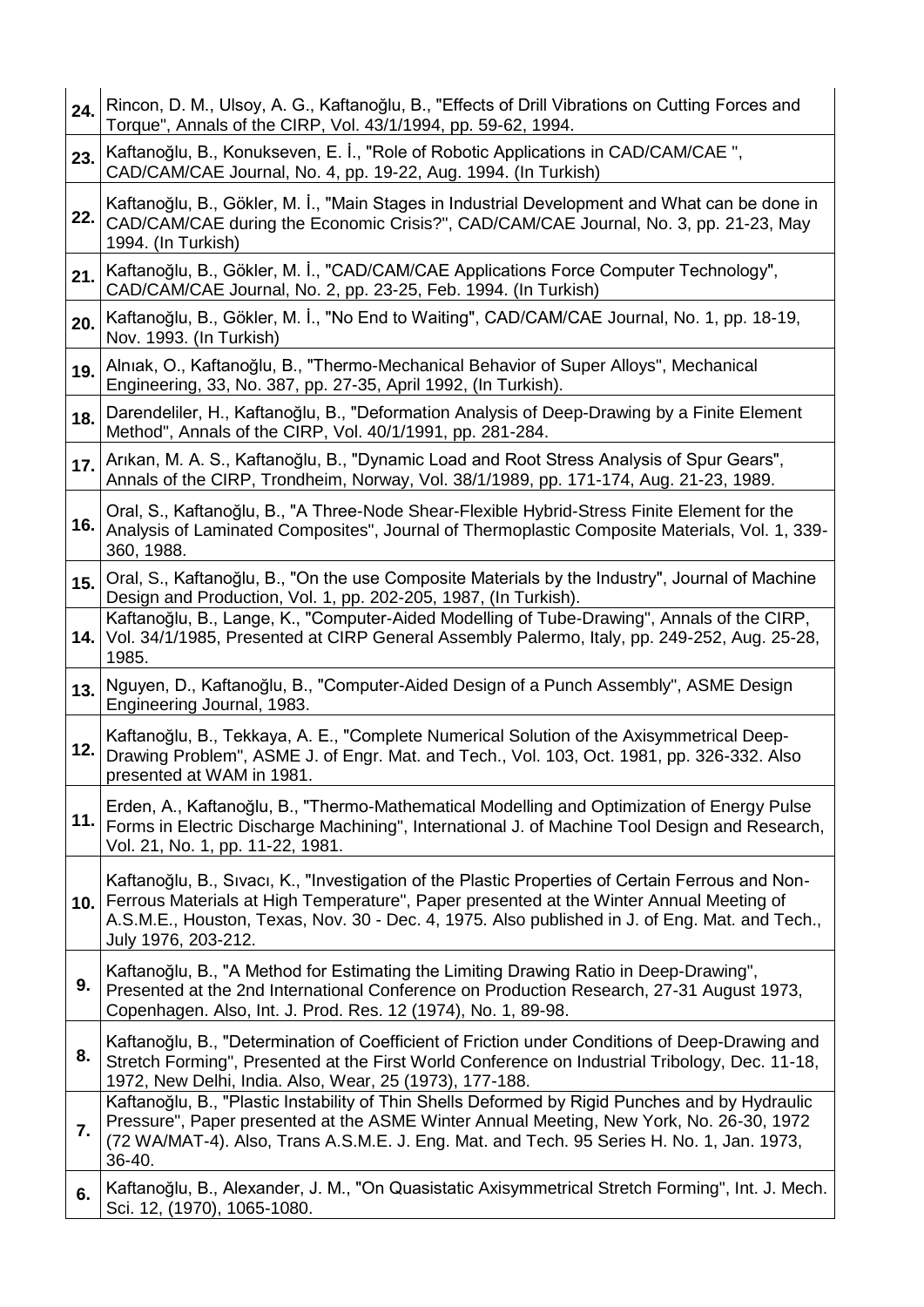| | |
|---|---|
| **24.** | Rincon, D. M., Ulsoy, A. G., Kaftanoğlu, B., "Effects of Drill Vibrations on Cutting Forces and Torque", Annals of the CIRP, Vol. 43/1/1994, pp. 59-62, 1994. |
| **23.** | Kaftanoğlu, B., Konukseven, E. İ., "Role of Robotic Applications in CAD/CAM/CAE ", CAD/CAM/CAE Journal, No. 4, pp. 19-22, Aug. 1994. (In Turkish) |
| **22.** | Kaftanoğlu, B., Gökler, M. İ., "Main Stages in Industrial Development and What can be done in CAD/CAM/CAE during the Economic Crisis?", CAD/CAM/CAE Journal, No. 3, pp. 21-23, May 1994. (In Turkish) |
| **21.** | Kaftanoğlu, B., Gökler, M. İ., "CAD/CAM/CAE Applications Force Computer Technology", CAD/CAM/CAE Journal, No. 2, pp. 23-25, Feb. 1994. (In Turkish) |
| **20.** | Kaftanoğlu, B., Gökler, M. İ., "No End to Waiting", CAD/CAM/CAE Journal, No. 1, pp. 18-19, Nov. 1993. (In Turkish) |
| **19.** | Alnıak, O., Kaftanoğlu, B., "Thermo-Mechanical Behavior of Super Alloys", Mechanical Engineering, 33, No. 387, pp. 27-35, April 1992, (In Turkish). |
| **18.** | Darendeliler, H., Kaftanoğlu, B., "Deformation Analysis of Deep-Drawing by a Finite Element Method", Annals of the CIRP, Vol. 40/1/1991, pp. 281-284. |
| **17.** | Arıkan, M. A. S., Kaftanoğlu, B., "Dynamic Load and Root Stress Analysis of Spur Gears", Annals of the CIRP, Trondheim, Norway, Vol. 38/1/1989, pp. 171-174, Aug. 21-23, 1989. |
| **16.** | Oral, S., Kaftanoğlu, B., "A Three-Node Shear-Flexible Hybrid-Stress Finite Element for the Analysis of Laminated Composites", Journal of Thermoplastic Composite Materials, Vol. 1, 339-360, 1988. |
| **15.** | Oral, S., Kaftanoğlu, B., "On the use Composite Materials by the Industry", Journal of Machine Design and Production, Vol. 1, pp. 202-205, 1987, (In Turkish). |
| **14.** | Kaftanoğlu, B., Lange, K., "Computer-Aided Modelling of Tube-Drawing", Annals of the CIRP, Vol. 34/1/1985, Presented at CIRP General Assembly Palermo, Italy, pp. 249-252, Aug. 25-28, 1985. |
| **13.** | Nguyen, D., Kaftanoğlu, B., "Computer-Aided Design of a Punch Assembly", ASME Design Engineering Journal, 1983. |
| **12.** | Kaftanoğlu, B., Tekkaya, A. E., "Complete Numerical Solution of the Axisymmetrical Deep-Drawing Problem", ASME J. of Engr. Mat. and Tech., Vol. 103, Oct. 1981, pp. 326-332. Also presented at WAM in 1981. |
| **11.** | Erden, A., Kaftanoğlu, B., "Thermo-Mathematical Modelling and Optimization of Energy Pulse Forms in Electric Discharge Machining", International J. of Machine Tool Design and Research, Vol. 21, No. 1, pp. 11-22, 1981. |
| **10.** | Kaftanoğlu, B., Sıvacı, K., "Investigation of the Plastic Properties of Certain Ferrous and Non-Ferrous Materials at High Temperature", Paper presented at the Winter Annual Meeting of A.S.M.E., Houston, Texas, Nov. 30 - Dec. 4, 1975. Also published in J. of Eng. Mat. and Tech., July 1976, 203-212. |
| **9.** | Kaftanoğlu, B., "A Method for Estimating the Limiting Drawing Ratio in Deep-Drawing", Presented at the 2nd International Conference on Production Research, 27-31 August 1973, Copenhagen. Also, Int. J. Prod. Res. 12 (1974), No. 1, 89-98. |
| **8.** | Kaftanoğlu, B., "Determination of Coefficient of Friction under Conditions of Deep-Drawing and Stretch Forming", Presented at the First World Conference on Industrial Tribology, Dec. 11-18, 1972, New Delhi, India. Also, Wear, 25 (1973), 177-188. |
| **7.** | Kaftanoğlu, B., "Plastic Instability of Thin Shells Deformed by Rigid Punches and by Hydraulic Pressure", Paper presented at the ASME Winter Annual Meeting, New York, No. 26-30, 1972 (72 WA/MAT-4). Also, Trans A.S.M.E. J. Eng. Mat. and Tech. 95 Series H. No. 1, Jan. 1973, 36-40. |
| **6.** | Kaftanoğlu, B., Alexander, J. M., "On Quasistatic Axisymmetrical Stretch Forming", Int. J. Mech. Sci. 12, (1970), 1065-1080. |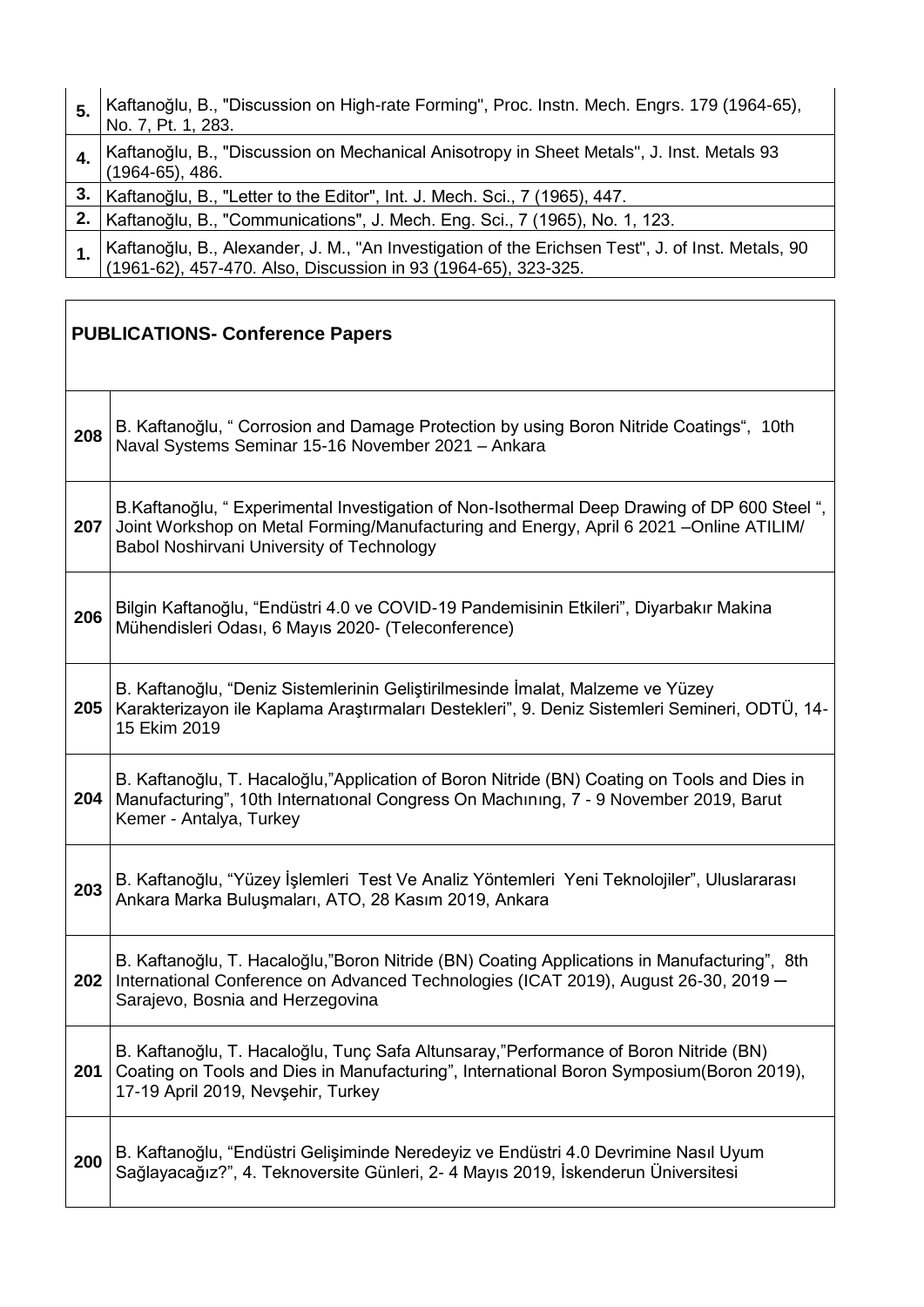| | |
|---|---|
| **5.** | Kaftanoğlu, B., "Discussion on High-rate Forming", Proc. Instn. Mech. Engrs. 179 (1964-65), No. 7, Pt. 1, 283. |
| **4.** | Kaftanoğlu, B., "Discussion on Mechanical Anisotropy in Sheet Metals", J. Inst. Metals 93 (1964-65), 486. |
| **3.** | Kaftanoğlu, B., "Letter to the Editor", Int. J. Mech. Sci., 7 (1965), 447. |
| **2.** | Kaftanoğlu, B., "Communications", J. Mech. Eng. Sci., 7 (1965), No. 1, 123. |
| **1.** | Kaftanoğlu, B., Alexander, J. M., "An Investigation of the Erichsen Test", J. of Inst. Metals, 90 (1961-62), 457-470. Also, Discussion in 93 (1964-65), 323-325. |

| **PUBLICATIONS- Conference Papers** | |
|---|---|
| **208** | B. Kaftanoğlu, " Corrosion and Damage Protection by using Boron Nitride Coatings", 10th Naval Systems Seminar 15-16 November 2021 – Ankara |
| **207** | B.Kaftanoğlu, " Experimental Investigation of Non-Isothermal Deep Drawing of DP 600 Steel ", Joint Workshop on Metal Forming/Manufacturing and Energy, April 6 2021 –Online ATILIM/ Babol Noshirvani University of Technology |
| **206** | Bilgin Kaftanoğlu, "Endüstri 4.0 ve COVID-19 Pandemisinin Etkileri", Diyarbakır Makina Mühendisleri Odası, 6 Mayıs 2020- (Teleconference) |
| **205** | B. Kaftanoğlu, "Deniz Sistemlerinin Geliştirilmesinde İmalat, Malzeme ve Yüzey Karakterizayon ile Kaplama Araştırmaları Destekleri", 9. Deniz Sistemleri Semineri, ODTÜ, 14-15 Ekim 2019 |
| **204** | B. Kaftanoğlu, T. Hacaloğlu,"Application of Boron Nitride (BN) Coating on Tools and Dies in Manufacturing", 10th Internatıonal Congress On Machınıng, 7 - 9 November 2019, Barut Kemer - Antalya, Turkey |
| **203** | B. Kaftanoğlu, "Yüzey İşlemleri Test Ve Analiz Yöntemleri Yeni Teknolojiler", Uluslararası Ankara Marka Buluşmaları, ATO, 28 Kasım 2019, Ankara |
| **202** | B. Kaftanoğlu, T. Hacaloğlu,"Boron Nitride (BN) Coating Applications in Manufacturing", 8th International Conference on Advanced Technologies (ICAT 2019), August 26-30, 2019 – Sarajevo, Bosnia and Herzegovina |
| **201** | B. Kaftanoğlu, T. Hacaloğlu, Tunç Safa Altunsaray,"Performance of Boron Nitride (BN) Coating on Tools and Dies in Manufacturing", International Boron Symposium(Boron 2019), 17-19 April 2019, Nevşehir, Turkey |
| **200** | B. Kaftanoğlu, "Endüstri Gelişiminde Neredeyiz ve Endüstri 4.0 Devrimine Nasıl Uyum Sağlayacağız?", 4. Teknoversite Günleri, 2- 4 Mayıs 2019, İskenderun Üniversitesi |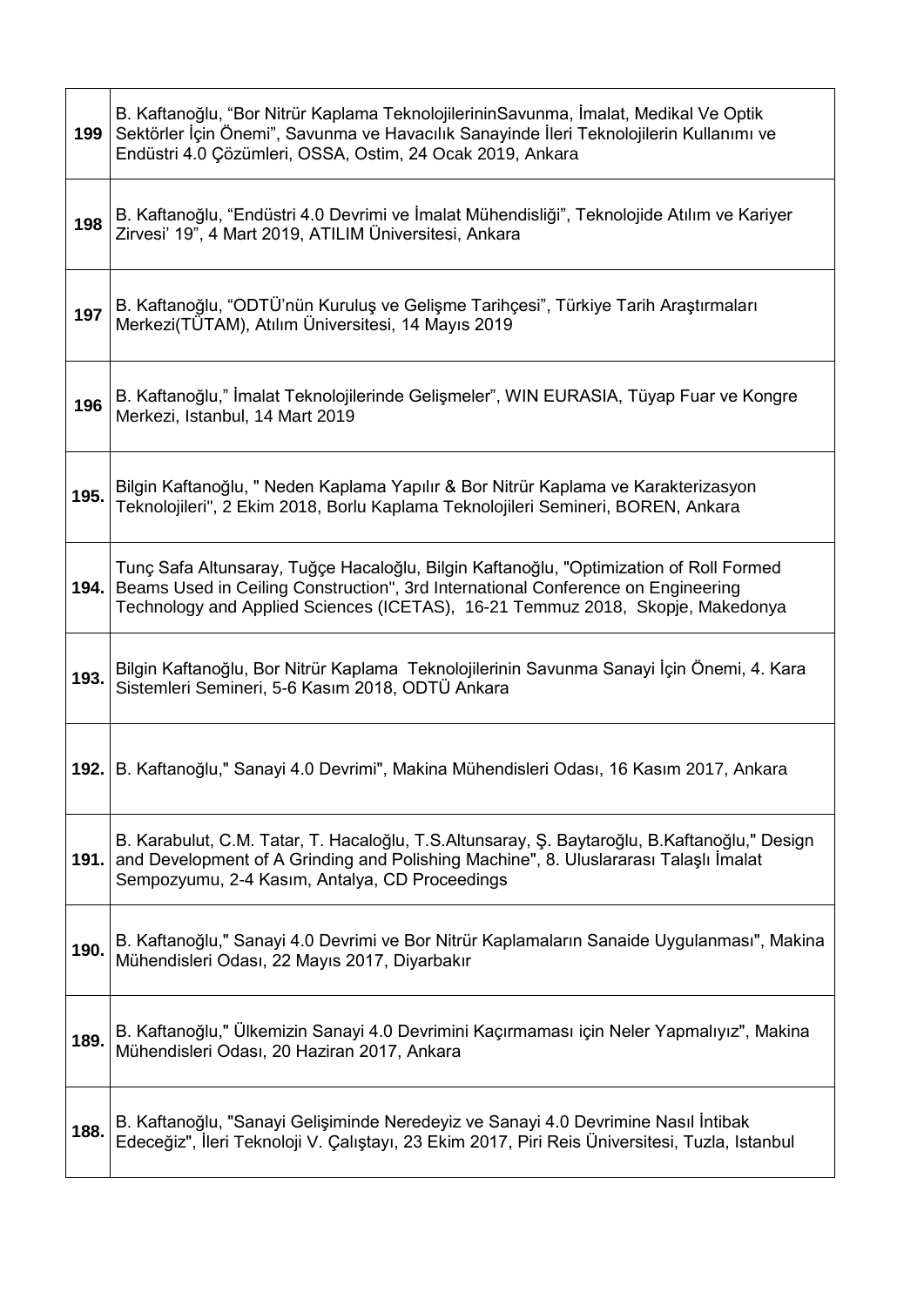| | |
|---|---|
| 199 | B. Kaftanoğlu, “Bor Nitrür Kaplama TeknolojilerininSavunma, İmalat, Medikal Ve Optik Sektörler İçin Önemi”, Savunma ve Havacılık Sanayinde İleri Teknolojilerin Kullanımı ve Endüstri 4.0 Çözümleri, OSSA, Ostim, 24 Ocak 2019, Ankara |
| 198 | B. Kaftanoğlu, “Endüstri 4.0 Devrimi ve İmalat Mühendisliği”, Teknolojide Atılım ve Kariyer Zirvesi’ 19”, 4 Mart 2019, ATILIM Üniversitesi, Ankara |
| 197 | B. Kaftanoğlu, “ODTÜ’nün Kuruluş ve Gelişme Tarihçesi”, Türkiye Tarih Araştırmaları Merkezi(TÜTAM), Atılım Üniversitesi, 14 Mayıs 2019 |
| 196 | B. Kaftanoğlu,” İmalat Teknolojilerinde Gelişmeler”, WIN EURASIA, Tüyap Fuar ve Kongre Merkezi, Istanbul, 14 Mart 2019 |
| 195. | Bilgin Kaftanoğlu, " Neden Kaplama Yapılır & Bor Nitrür Kaplama ve Karakterizasyon Teknolojileri", 2 Ekim 2018, Borlu Kaplama Teknolojileri Semineri, BOREN, Ankara |
| 194. | Tunç Safa Altunsaray, Tuğçe Hacaloğlu, Bilgin Kaftanoğlu, "Optimization of Roll Formed Beams Used in Ceiling Construction", 3rd International Conference on Engineering Technology and Applied Sciences (ICETAS), 16-21 Temmuz 2018, Skopje, Makedonya |
| 193. | Bilgin Kaftanoğlu, Bor Nitrür Kaplama Teknolojilerinin Savunma Sanayi İçin Önemi, 4. Kara Sistemleri Semineri, 5-6 Kasım 2018, ODTÜ Ankara |
| 192. | B. Kaftanoğlu," Sanayi 4.0 Devrimi", Makina Mühendisleri Odası, 16 Kasım 2017, Ankara |
| 191. | B. Karabulut, C.M. Tatar, T. Hacaloğlu, T.S.Altunsaray, Ş. Baytaroğlu, B.Kaftanoğlu," Design and Development of A Grinding and Polishing Machine", 8. Uluslararası Talaşlı İmalat Sempozyumu, 2-4 Kasım, Antalya, CD Proceedings |
| 190. | B. Kaftanoğlu," Sanayi 4.0 Devrimi ve Bor Nitrür Kaplamaların Sanaide Uygulanması", Makina Mühendisleri Odası, 22 Mayıs 2017, Diyarbakır |
| 189. | B. Kaftanoğlu," Ülkemizin Sanayi 4.0 Devrimini Kaçırmaması için Neler Yapmalıyız", Makina Mühendisleri Odası, 20 Haziran 2017, Ankara |
| 188. | B. Kaftanoğlu, "Sanayi Gelişiminde Neredeyiz ve Sanayi 4.0 Devrimine Nasıl İntibak Edeceğiz", İleri Teknoloji V. Çalıştayı, 23 Ekim 2017, Piri Reis Üniversitesi, Tuzla, Istanbul |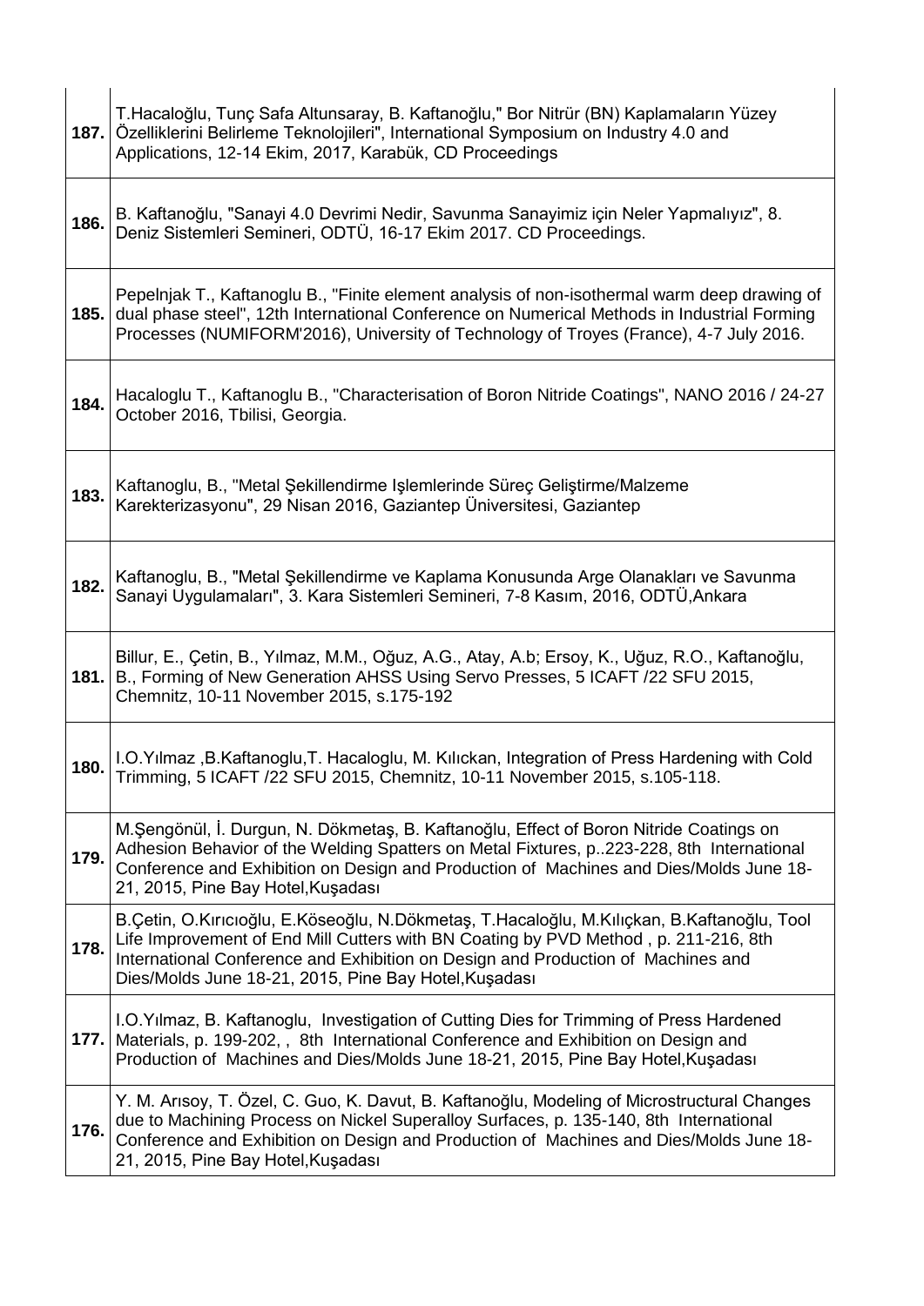| | |
|---|---|
| **187.** | T.Hacaloğlu, Tunç Safa Altunsaray, B. Kaftanoğlu," Bor Nitrür (BN) Kaplamaların Yüzey Özelliklerini Belirleme Teknolojileri", International Symposium on Industry 4.0 and Applications, 12-14 Ekim, 2017, Karabük, CD Proceedings |
| **186.** | B. Kaftanoğlu, "Sanayi 4.0 Devrimi Nedir, Savunma Sanayimiz için Neler Yapmalıyız", 8. Deniz Sistemleri Semineri, ODTÜ, 16-17 Ekim 2017. CD Proceedings. |
| **185.** | Pepelnjak T., Kaftanoglu B., "Finite element analysis of non-isothermal warm deep drawing of dual phase steel", 12th International Conference on Numerical Methods in Industrial Forming Processes (NUMIFORM'2016), University of Technology of Troyes (France), 4-7 July 2016. |
| **184.** | Hacaloglu T., Kaftanoglu B., "Characterisation of Boron Nitride Coatings", NANO 2016 / 24-27 October 2016, Tbilisi, Georgia. |
| **183.** | Kaftanoglu, B., "Metal Şekillendirme Işlemlerinde Süreç Geliştirme/Malzeme Karekterizasyonu", 29 Nisan 2016, Gaziantep Üniversitesi, Gaziantep |
| **182.** | Kaftanoglu, B., "Metal Şekillendirme ve Kaplama Konusunda Arge Olanakları ve Savunma Sanayi Uygulamaları", 3. Kara Sistemleri Semineri, 7-8 Kasım, 2016, ODTÜ,Ankara |
| **181.** | Billur, E., Çetin, B., Yılmaz, M.M., Oğuz, A.G., Atay, A.b; Ersoy, K., Uğuz, R.O., Kaftanoğlu, B., Forming of New Generation AHSS Using Servo Presses, 5 ICAFT /22 SFU 2015, Chemnitz, 10-11 November 2015, s.175-192 |
| **180.** | I.O.Yılmaz ,B.Kaftanoglu,T. Hacaloglu, M. Kılıckan, Integration of Press Hardening with Cold Trimming, 5 ICAFT /22 SFU 2015, Chemnitz, 10-11 November 2015, s.105-118. |
| **179.** | M.Şengönül, İ. Durgun, N. Dökmetaş, B. Kaftanoğlu, Effect of Boron Nitride Coatings on Adhesion Behavior of the Welding Spatters on Metal Fixtures, p..223-228, 8th International Conference and Exhibition on Design and Production of Machines and Dies/Molds June 18-21, 2015, Pine Bay Hotel,Kuşadası |
| **178.** | B.Çetin, O.Kırıcıoğlu, E.Köseoğlu, N.Dökmetaş, T.Hacaloğlu, M.Kılıçkan, B.Kaftanoğlu, Tool Life Improvement of End Mill Cutters with BN Coating by PVD Method , p. 211-216, 8th International Conference and Exhibition on Design and Production of Machines and Dies/Molds June 18-21, 2015, Pine Bay Hotel,Kuşadası |
| **177.** | I.O.Yılmaz, B. Kaftanoglu, Investigation of Cutting Dies for Trimming of Press Hardened Materials, p. 199-202, , 8th International Conference and Exhibition on Design and Production of Machines and Dies/Molds June 18-21, 2015, Pine Bay Hotel,Kuşadası |
| **176.** | Y. M. Arısoy, T. Özel, C. Guo, K. Davut, B. Kaftanoğlu, Modeling of Microstructural Changes due to Machining Process on Nickel Superalloy Surfaces, p. 135-140, 8th International Conference and Exhibition on Design and Production of Machines and Dies/Molds June 18-21, 2015, Pine Bay Hotel,Kuşadası |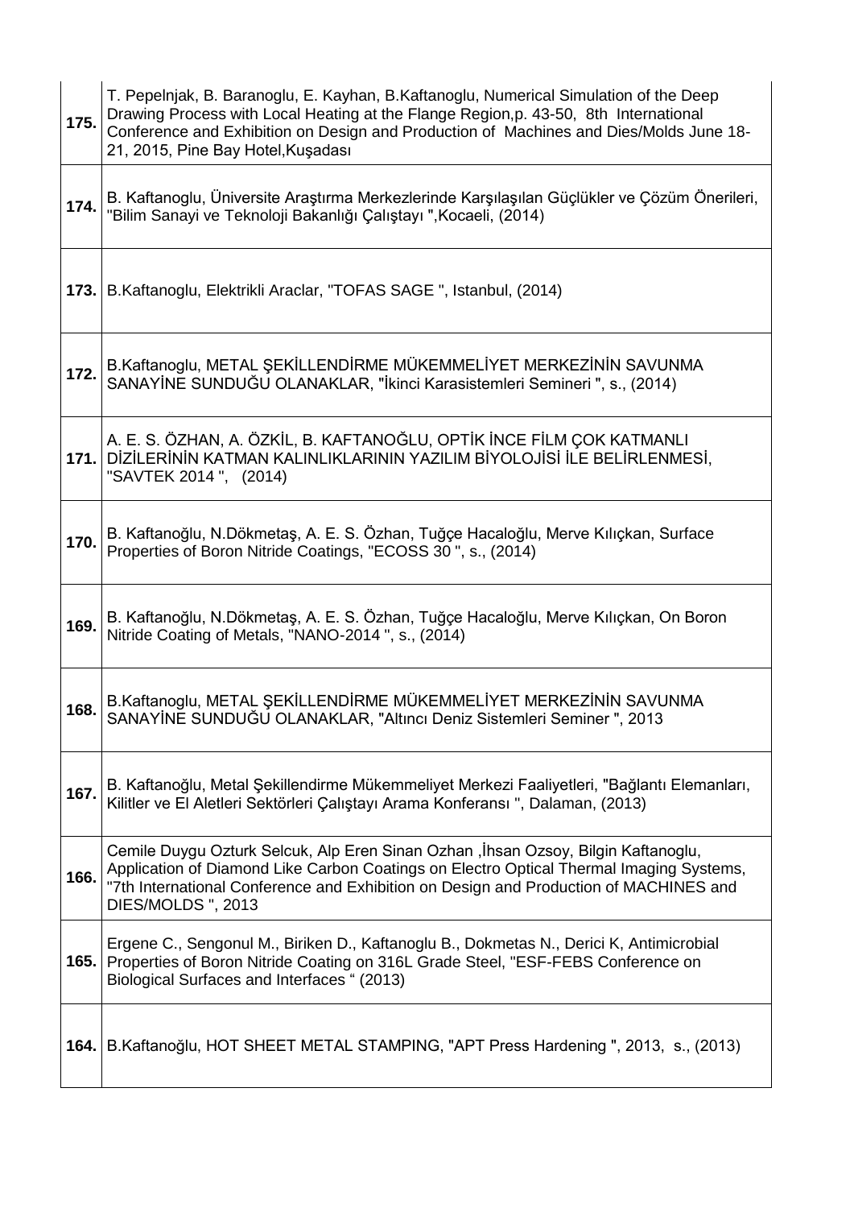| | |
|---|---|
| **175.** | T. Pepelnjak, B. Baranoglu, E. Kayhan, B.Kaftanoglu, Numerical Simulation of the Deep Drawing Process with Local Heating at the Flange Region,p. 43-50, 8th International Conference and Exhibition on Design and Production of Machines and Dies/Molds June 18-21, 2015, Pine Bay Hotel,Kuşadası |
| **174.** | B. Kaftanoglu, Üniversite Araştırma Merkezlerinde Karşılaşılan Güçlükler ve Çözüm Önerileri, "Bilim Sanayi ve Teknoloji Bakanlığı Çalıştayı ",Kocaeli, (2014) |
| **173.** | B.Kaftanoglu, Elektrikli Araclar, "TOFAS SAGE ", Istanbul, (2014) |
| **172.** | B.Kaftanoglu, METAL ŞEKİLLENDİRME MÜKEMMELİYET MERKEZİNİN SAVUNMA SANAYİNE SUNDUĞU OLANAKLAR, "İkinci Karasistemleri Semineri ", s., (2014) |
| **171.** | A. E. S. ÖZHAN, A. ÖZKİL, B. KAFTANOĞLU, OPTİK İNCE FİLM ÇOK KATMANLI DİZİLERİNİN KATMAN KALINLIKLARININ YAZILIM BİYOLOJİSİ İLE BELİRLENMESİ, "SAVTEK 2014 ", (2014) |
| **170.** | B. Kaftanoğlu, N.Dökmetaş, A. E. S. Özhan, Tuğçe Hacaloğlu, Merve Kılıçkan, Surface Properties of Boron Nitride Coatings, "ECOSS 30 ", s., (2014) |
| **169.** | B. Kaftanoğlu, N.Dökmetaş, A. E. S. Özhan, Tuğçe Hacaloğlu, Merve Kılıçkan, On Boron Nitride Coating of Metals, "NANO-2014 ", s., (2014) |
| **168.** | B.Kaftanoglu, METAL ŞEKİLLENDİRME MÜKEMMELİYET MERKEZİNİN SAVUNMA SANAYİNE SUNDUĞU OLANAKLAR, "Altıncı Deniz Sistemleri Seminer ", 2013 |
| **167.** | B. Kaftanoğlu, Metal Şekillendirme Mükemmeliyet Merkezi Faaliyetleri, "Bağlantı Elemanları, Kilitler ve El Aletleri Sektörleri Çalıştayı Arama Konferansı ", Dalaman, (2013) |
| **166.** | Cemile Duygu Ozturk Selcuk, Alp Eren Sinan Ozhan ,İhsan Ozsoy, Bilgin Kaftanoglu, Application of Diamond Like Carbon Coatings on Electro Optical Thermal Imaging Systems, "7th International Conference and Exhibition on Design and Production of MACHINES and DIES/MOLDS ", 2013 |
| **165.** | Ergene C., Sengonul M., Biriken D., Kaftanoglu B., Dokmetas N., Derici K, Antimicrobial Properties of Boron Nitride Coating on 316L Grade Steel, "ESF-FEBS Conference on Biological Surfaces and Interfaces " (2013) |
| **164.** | B.Kaftanoğlu, HOT SHEET METAL STAMPING, "APT Press Hardening ", 2013, s., (2013) |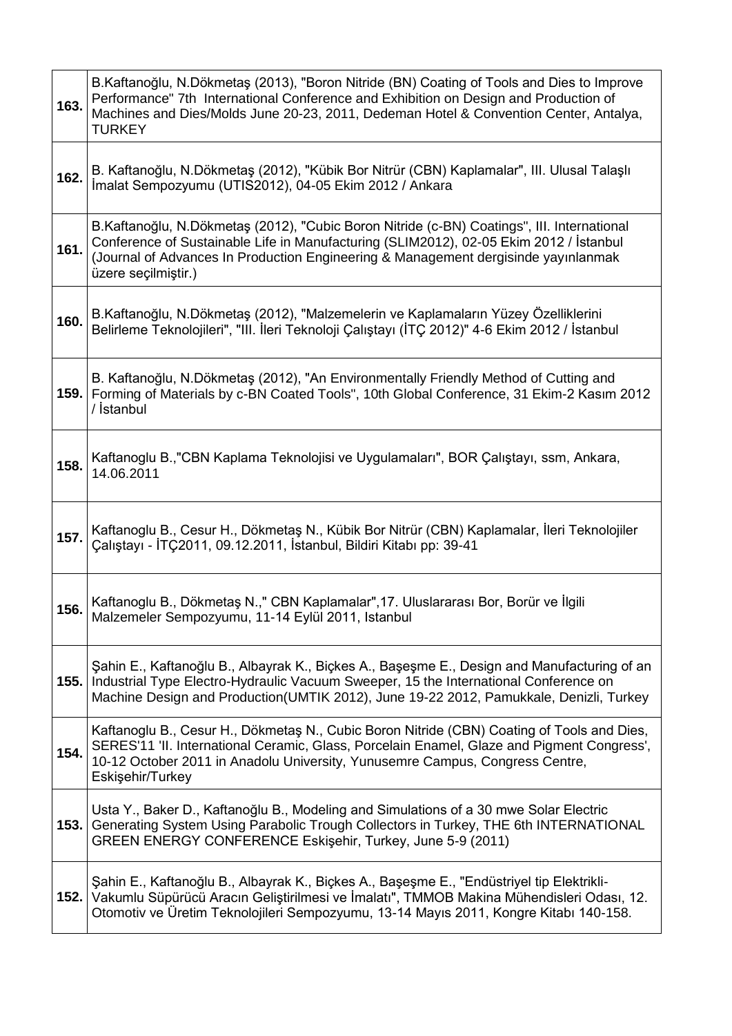| | |
|---|---|
| **163.** | B.Kaftanoğlu, N.Dökmetaş (2013), "Boron Nitride (BN) Coating of Tools and Dies to Improve Performance" 7th International Conference and Exhibition on Design and Production of Machines and Dies/Molds June 20-23, 2011, Dedeman Hotel & Convention Center, Antalya, TURKEY |
| **162.** | B. Kaftanoğlu, N.Dökmetaş (2012), "Kübik Bor Nitrür (CBN) Kaplamalar", III. Ulusal Talaşlı İmalat Sempozyumu (UTIS2012), 04-05 Ekim 2012 / Ankara |
| **161.** | B.Kaftanoğlu, N.Dökmetaş (2012), "Cubic Boron Nitride (c-BN) Coatings", III. International Conference of Sustainable Life in Manufacturing (SLIM2012), 02-05 Ekim 2012 / İstanbul (Journal of Advances In Production Engineering & Management dergisinde yayınlanmak üzere seçilmiştir.) |
| **160.** | B.Kaftanoğlu, N.Dökmetaş (2012), "Malzemelerin ve Kaplamaların Yüzey Özelliklerini Belirleme Teknolojileri", "III. İleri Teknoloji Çalıştayı (İTÇ 2012)" 4-6 Ekim 2012 / İstanbul |
| **159.** | B. Kaftanoğlu, N.Dökmetaş (2012), "An Environmentally Friendly Method of Cutting and Forming of Materials by c-BN Coated Tools", 10th Global Conference, 31 Ekim-2 Kasım 2012 / İstanbul |
| **158.** | Kaftanoglu B.,"CBN Kaplama Teknolojisi ve Uygulamaları", BOR Çalıştayı, ssm, Ankara, 14.06.2011 |
| **157.** | Kaftanoglu B., Cesur H., Dökmetaş N., Kübik Bor Nitrür (CBN) Kaplamalar, İleri Teknolojiler Çalıştayı - İTÇ2011, 09.12.2011, İstanbul, Bildiri Kitabı pp: 39-41 |
| **156.** | Kaftanoglu B., Dökmetaş N.," CBN Kaplamalar",17. Uluslararası Bor, Borür ve İlgili Malzemeler Sempozyumu, 11-14 Eylül 2011, Istanbul |
| **155.** | Şahin E., Kaftanoğlu B., Albayrak K., Biçkes A., Başeşme E., Design and Manufacturing of an Industrial Type Electro-Hydraulic Vacuum Sweeper, 15 the International Conference on Machine Design and Production(UMTIK 2012), June 19-22 2012, Pamukkale, Denizli, Turkey |
| **154.** | Kaftanoglu B., Cesur H., Dökmetaş N., Cubic Boron Nitride (CBN) Coating of Tools and Dies, SERES'11 'II. International Ceramic, Glass, Porcelain Enamel, Glaze and Pigment Congress', 10-12 October 2011 in Anadolu University, Yunusemre Campus, Congress Centre, Eskişehir/Turkey |
| **153.** | Usta Y., Baker D., Kaftanoğlu B., Modeling and Simulations of a 30 mwe Solar Electric Generating System Using Parabolic Trough Collectors in Turkey, THE 6th INTERNATIONAL GREEN ENERGY CONFERENCE Eskişehir, Turkey, June 5-9 (2011) |
| **152.** | Şahin E., Kaftanoğlu B., Albayrak K., Biçkes A., Başeşme E., "Endüstriyel tip Elektrikli-Vakumlu Süpürücü Aracın Geliştirilmesi ve İmalatı", TMMOB Makina Mühendisleri Odası, 12. Otomotiv ve Üretim Teknolojileri Sempozyumu, 13-14 Mayıs 2011, Kongre Kitabı 140-158. |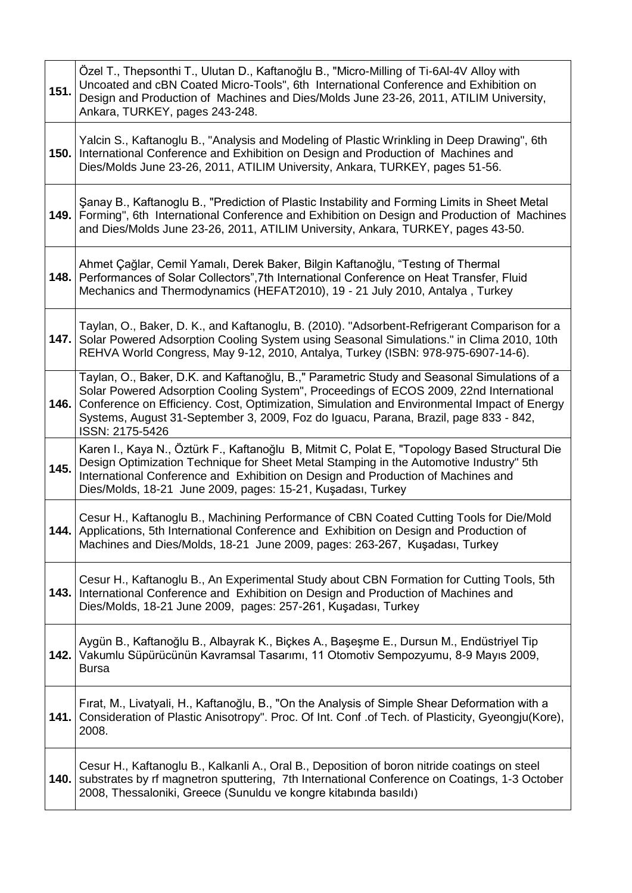| | |
|---|---|
| **151.** | Özel T., Thepsonthi T., Ulutan D., Kaftanoğlu B., "Micro-Milling of Ti-6Al-4V Alloy with Uncoated and cBN Coated Micro-Tools", 6th International Conference and Exhibition on Design and Production of Machines and Dies/Molds June 23-26, 2011, ATILIM University, Ankara, TURKEY, pages 243-248. |
| **150.** | Yalcin S., Kaftanoglu B., "Analysis and Modeling of Plastic Wrinkling in Deep Drawing", 6th International Conference and Exhibition on Design and Production of Machines and Dies/Molds June 23-26, 2011, ATILIM University, Ankara, TURKEY, pages 51-56. |
| **149.** | Şanay B., Kaftanoglu B., "Prediction of Plastic Instability and Forming Limits in Sheet Metal Forming", 6th International Conference and Exhibition on Design and Production of Machines and Dies/Molds June 23-26, 2011, ATILIM University, Ankara, TURKEY, pages 43-50. |
| **148.** | Ahmet Çağlar, Cemil Yamalı, Derek Baker, Bilgin Kaftanoğlu, "Testıng of Thermal Performances of Solar Collectors",7th International Conference on Heat Transfer, Fluid Mechanics and Thermodynamics (HEFAT2010), 19 - 21 July 2010, Antalya , Turkey |
| **147.** | Taylan, O., Baker, D. K., and Kaftanoglu, B. (2010). "Adsorbent-Refrigerant Comparison for a Solar Powered Adsorption Cooling System using Seasonal Simulations." in Clima 2010, 10th REHVA World Congress, May 9-12, 2010, Antalya, Turkey (ISBN: 978-975-6907-14-6). |
| **146.** | Taylan, O., Baker, D.K. and Kaftanoğlu, B.," Parametric Study and Seasonal Simulations of a Solar Powered Adsorption Cooling System", Proceedings of ECOS 2009, 22nd International Conference on Efficiency. Cost, Optimization, Simulation and Environmental Impact of Energy Systems, August 31-September 3, 2009, Foz do Iguacu, Parana, Brazil, page 833 - 842, ISSN: 2175-5426 |
| **145.** | Karen I., Kaya N., Öztürk F., Kaftanoğlu B, Mitmit C, Polat E, "Topology Based Structural Die Design Optimization Technique for Sheet Metal Stamping in the Automotive Industry" 5th International Conference and Exhibition on Design and Production of Machines and Dies/Molds, 18-21 June 2009, pages: 15-21, Kuşadası, Turkey |
| **144.** | Cesur H., Kaftanoglu B., Machining Performance of CBN Coated Cutting Tools for Die/Mold Applications, 5th International Conference and Exhibition on Design and Production of Machines and Dies/Molds, 18-21 June 2009, pages: 263-267, Kuşadası, Turkey |
| **143.** | Cesur H., Kaftanoglu B., An Experimental Study about CBN Formation for Cutting Tools, 5th International Conference and Exhibition on Design and Production of Machines and Dies/Molds, 18-21 June 2009, pages: 257-261, Kuşadası, Turkey |
| **142.** | Aygün B., Kaftanoğlu B., Albayrak K., Biçkes A., Başeşme E., Dursun M., Endüstriyel Tip Vakumlu Süpürücünün Kavramsal Tasarımı, 11 Otomotiv Sempozyumu, 8-9 Mayıs 2009, Bursa |
| **141.** | Fırat, M., Livatyali, H., Kaftanoğlu, B., "On the Analysis of Simple Shear Deformation with a Consideration of Plastic Anisotropy". Proc. Of Int. Conf .of Tech. of Plasticity, Gyeongju(Kore), 2008. |
| **140.** | Cesur H., Kaftanoglu B., Kalkanli A., Oral B., Deposition of boron nitride coatings on steel substrates by rf magnetron sputtering, 7th International Conference on Coatings, 1-3 October 2008, Thessaloniki, Greece (Sunuldu ve kongre kitabında basıldı) |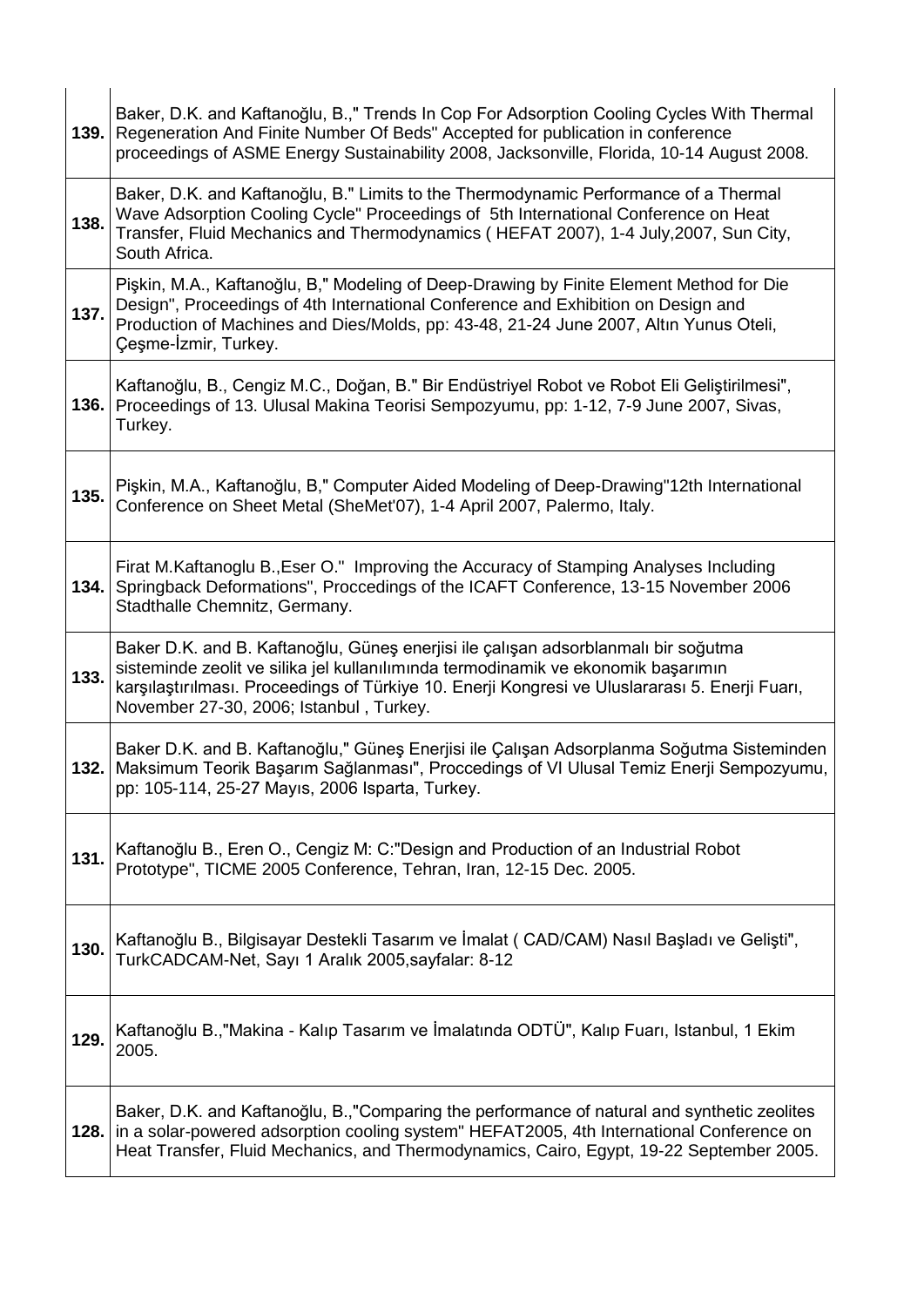| | |
|---|---|
| **139.** | Baker, D.K. and Kaftanoğlu, B.," Trends In Cop For Adsorption Cooling Cycles With Thermal Regeneration And Finite Number Of Beds" Accepted for publication in conference proceedings of ASME Energy Sustainability 2008, Jacksonville, Florida, 10-14 August 2008. |
| **138.** | Baker, D.K. and Kaftanoğlu, B." Limits to the Thermodynamic Performance of a Thermal Wave Adsorption Cooling Cycle" Proceedings of 5th International Conference on Heat Transfer, Fluid Mechanics and Thermodynamics ( HEFAT 2007), 1-4 July,2007, Sun City, South Africa. |
| **137.** | Pişkin, M.A., Kaftanoğlu, B," Modeling of Deep-Drawing by Finite Element Method for Die Design", Proceedings of 4th International Conference and Exhibition on Design and Production of Machines and Dies/Molds, pp: 43-48, 21-24 June 2007, Altın Yunus Oteli, Çeşme-İzmir, Turkey. |
| **136.** | Kaftanoğlu, B., Cengiz M.C., Doğan, B." Bir Endüstriyel Robot ve Robot Eli Geliştirilmesi", Proceedings of 13. Ulusal Makina Teorisi Sempozyumu, pp: 1-12, 7-9 June 2007, Sivas, Turkey. |
| **135.** | Pişkin, M.A., Kaftanoğlu, B," Computer Aided Modeling of Deep-Drawing"12th International Conference on Sheet Metal (SheMet'07), 1-4 April 2007, Palermo, Italy. |
| **134.** | Firat M.Kaftanoglu B.,Eser O." Improving the Accuracy of Stamping Analyses Including Springback Deformations", Proccedings of the ICAFT Conference, 13-15 November 2006 Stadthalle Chemnitz, Germany. |
| **133.** | Baker D.K. and B. Kaftanoğlu, Güneş enerjisi ile çalışan adsorblanmalı bir soğutma sisteminde zeolit ve silika jel kullanılımında termodinamik ve ekonomik başarımın karşılaştırılması. Proceedings of Türkiye 10. Enerji Kongresi ve Uluslararası 5. Enerji Fuarı, November 27-30, 2006; Istanbul , Turkey. |
| **132.** | Baker D.K. and B. Kaftanoğlu," Güneş Enerjisi ile Çalışan Adsorplanma Soğutma Sisteminden Maksimum Teorik Başarım Sağlanması", Proccedings of VI Ulusal Temiz Enerji Sempozyumu, pp: 105-114, 25-27 Mayıs, 2006 Isparta, Turkey. |
| **131.** | Kaftanoğlu B., Eren O., Cengiz M: C:"Design and Production of an Industrial Robot Prototype", TICME 2005 Conference, Tehran, Iran, 12-15 Dec. 2005. |
| **130.** | Kaftanoğlu B., Bilgisayar Destekli Tasarım ve İmalat ( CAD/CAM) Nasıl Başladı ve Gelişti", TurkCADCAM-Net, Sayı 1 Aralık 2005,sayfalar: 8-12 |
| **129.** | Kaftanoğlu B.,"Makina - Kalıp Tasarım ve İmalatında ODTÜ", Kalıp Fuarı, Istanbul, 1 Ekim 2005. |
| **128.** | Baker, D.K. and Kaftanoğlu, B.,"Comparing the performance of natural and synthetic zeolites in a solar-powered adsorption cooling system" HEFAT2005, 4th International Conference on Heat Transfer, Fluid Mechanics, and Thermodynamics, Cairo, Egypt, 19-22 September 2005. |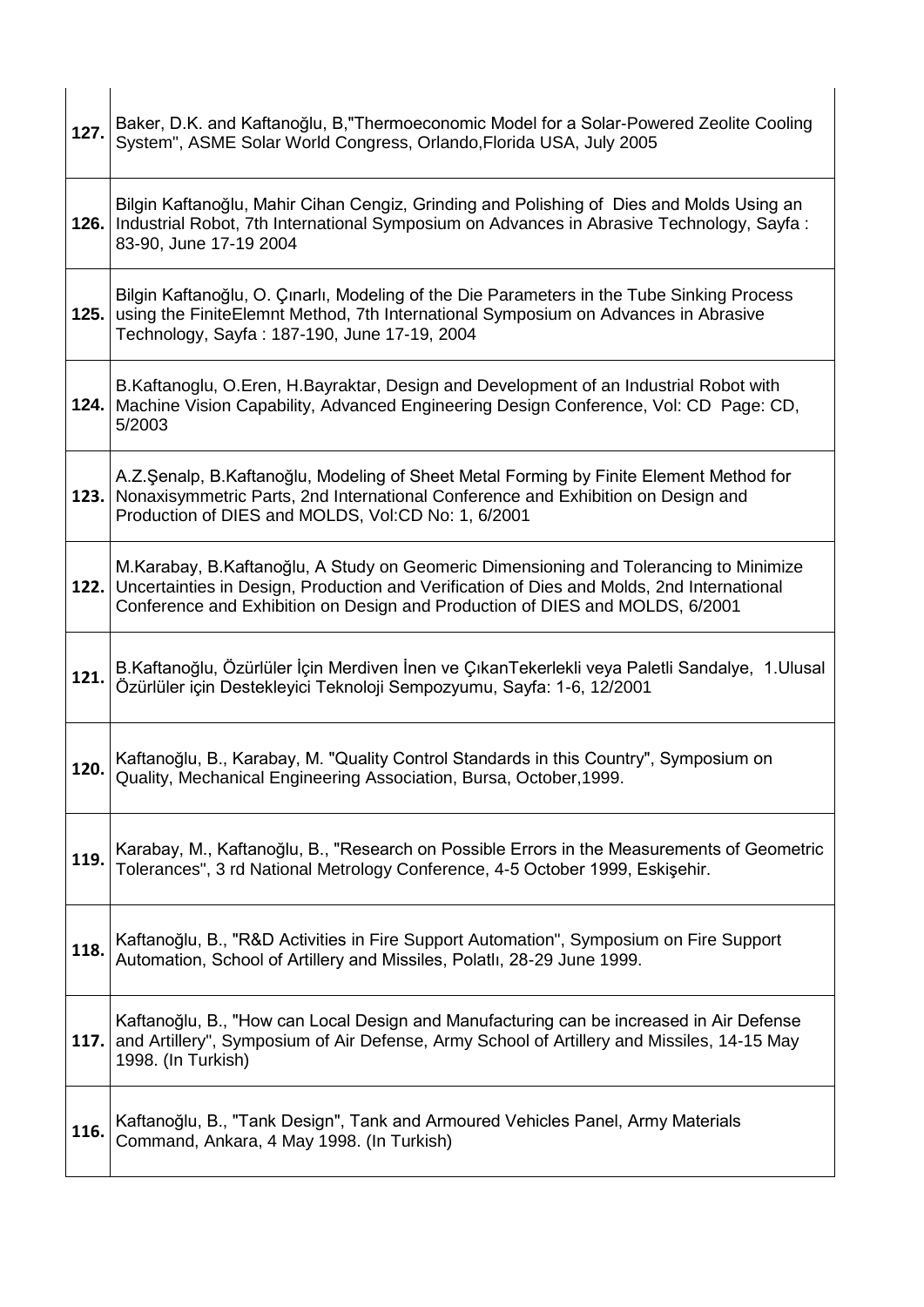| | |
|---|---|
| **127.** | Baker, D.K. and Kaftanoğlu, B,"Thermoeconomic Model for a Solar-Powered Zeolite Cooling System", ASME Solar World Congress, Orlando,Florida USA, July 2005 |
| **126.** | Bilgin Kaftanoğlu, Mahir Cihan Cengiz, Grinding and Polishing of Dies and Molds Using an Industrial Robot, 7th International Symposium on Advances in Abrasive Technology, Sayfa : 83-90, June 17-19 2004 |
| **125.** | Bilgin Kaftanoğlu, O. Çınarlı, Modeling of the Die Parameters in the Tube Sinking Process using the FiniteElemnt Method, 7th International Symposium on Advances in Abrasive Technology, Sayfa : 187-190, June 17-19, 2004 |
| **124.** | B.Kaftanoglu, O.Eren, H.Bayraktar, Design and Development of an Industrial Robot with Machine Vision Capability, Advanced Engineering Design Conference, Vol: CD Page: CD, 5/2003 |
| **123.** | A.Z.Şenalp, B.Kaftanoğlu, Modeling of Sheet Metal Forming by Finite Element Method for Nonaxisymmetric Parts, 2nd International Conference and Exhibition on Design and Production of DIES and MOLDS, Vol:CD No: 1, 6/2001 |
| **122.** | M.Karabay, B.Kaftanoğlu, A Study on Geomeric Dimensioning and Tolerancing to Minimize Uncertainties in Design, Production and Verification of Dies and Molds, 2nd International Conference and Exhibition on Design and Production of DIES and MOLDS, 6/2001 |
| **121.** | B.Kaftanoğlu, Özürlüler İçin Merdiven İnen ve ÇıkanTekerlekli veya Paletli Sandalye, 1.Ulusal Özürlüler için Destekleyici Teknoloji Sempozyumu, Sayfa: 1-6, 12/2001 |
| **120.** | Kaftanoğlu, B., Karabay, M. "Quality Control Standards in this Country", Symposium on Quality, Mechanical Engineering Association, Bursa, October,1999. |
| **119.** | Karabay, M., Kaftanoğlu, B., "Research on Possible Errors in the Measurements of Geometric Tolerances", 3 rd National Metrology Conference, 4-5 October 1999, Eskişehir. |
| **118.** | Kaftanoğlu, B., "R&D Activities in Fire Support Automation", Symposium on Fire Support Automation, School of Artillery and Missiles, Polatlı, 28-29 June 1999. |
| **117.** | Kaftanoğlu, B., "How can Local Design and Manufacturing can be increased in Air Defense and Artillery", Symposium of Air Defense, Army School of Artillery and Missiles, 14-15 May 1998. (In Turkish) |
| **116.** | Kaftanoğlu, B., "Tank Design", Tank and Armoured Vehicles Panel, Army Materials Command, Ankara, 4 May 1998. (In Turkish) |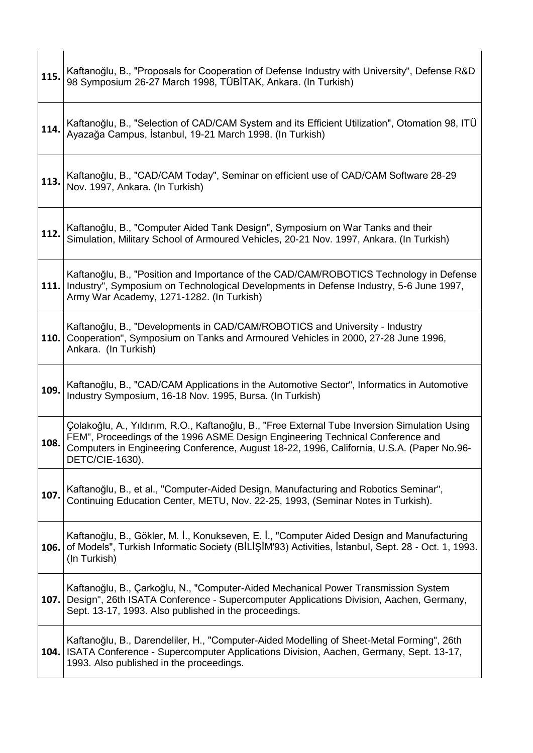| | |
|---|---|
| **115.** | Kaftanoğlu, B., "Proposals for Cooperation of Defense Industry with University", Defense R&D 98 Symposium 26-27 March 1998, TÜBİTAK, Ankara. (In Turkish) |
| **114.** | Kaftanoğlu, B., "Selection of CAD/CAM System and its Efficient Utilization", Otomation 98, ITÜ Ayazağa Campus, İstanbul, 19-21 March 1998. (In Turkish) |
| **113.** | Kaftanoğlu, B., "CAD/CAM Today", Seminar on efficient use of CAD/CAM Software 28-29 Nov. 1997, Ankara. (In Turkish) |
| **112.** | Kaftanoğlu, B., "Computer Aided Tank Design", Symposium on War Tanks and their Simulation, Military School of Armoured Vehicles, 20-21 Nov. 1997, Ankara. (In Turkish) |
| **111.** | Kaftanoğlu, B., "Position and Importance of the CAD/CAM/ROBOTICS Technology in Defense Industry", Symposium on Technological Developments in Defense Industry, 5-6 June 1997, Army War Academy, 1271-1282. (In Turkish) |
| **110.** | Kaftanoğlu, B., "Developments in CAD/CAM/ROBOTICS and University - Industry Cooperation", Symposium on Tanks and Armoured Vehicles in 2000, 27-28 June 1996, Ankara. (In Turkish) |
| **109.** | Kaftanoğlu, B., "CAD/CAM Applications in the Automotive Sector", Informatics in Automotive Industry Symposium, 16-18 Nov. 1995, Bursa. (In Turkish) |
| **108.** | Çolakoğlu, A., Yıldırım, R.O., Kaftanoğlu, B., "Free External Tube Inversion Simulation Using FEM", Proceedings of the 1996 ASME Design Engineering Technical Conference and Computers in Engineering Conference, August 18-22, 1996, California, U.S.A. (Paper No.96-DETC/CIE-1630). |
| **107.** | Kaftanoğlu, B., et al., "Computer-Aided Design, Manufacturing and Robotics Seminar", Continuing Education Center, METU, Nov. 22-25, 1993, (Seminar Notes in Turkish). |
| **106.** | Kaftanoğlu, B., Gökler, M. İ., Konukseven, E. İ., "Computer Aided Design and Manufacturing of Models", Turkish Informatic Society (BİLİŞİM'93) Activities, İstanbul, Sept. 28 - Oct. 1, 1993. (In Turkish) |
| **107.** | Kaftanoğlu, B., Çarkoğlu, N., "Computer-Aided Mechanical Power Transmission System Design", 26th ISATA Conference - Supercomputer Applications Division, Aachen, Germany, Sept. 13-17, 1993. Also published in the proceedings. |
| **104.** | Kaftanoğlu, B., Darendeliler, H., "Computer-Aided Modelling of Sheet-Metal Forming", 26th ISATA Conference - Supercomputer Applications Division, Aachen, Germany, Sept. 13-17, 1993. Also published in the proceedings. |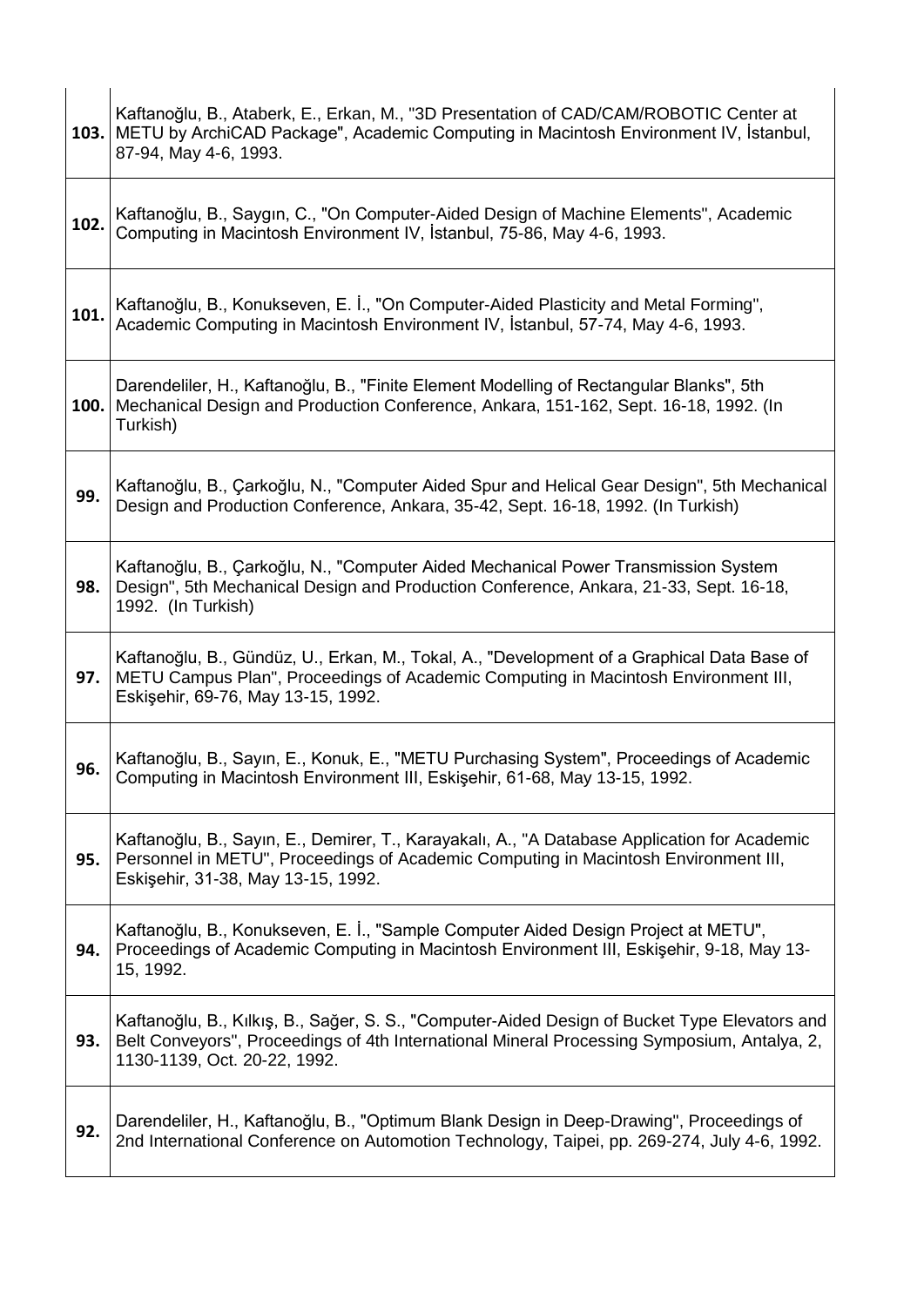| | |
|---|---|
| **103.** | Kaftanoğlu, B., Ataberk, E., Erkan, M., "3D Presentation of CAD/CAM/ROBOTIC Center at METU by ArchiCAD Package", Academic Computing in Macintosh Environment IV, İstanbul, 87-94, May 4-6, 1993. |
| **102.** | Kaftanoğlu, B., Saygın, C., "On Computer-Aided Design of Machine Elements", Academic Computing in Macintosh Environment IV, İstanbul, 75-86, May 4-6, 1993. |
| **101.** | Kaftanoğlu, B., Konukseven, E. İ., "On Computer-Aided Plasticity and Metal Forming", Academic Computing in Macintosh Environment IV, İstanbul, 57-74, May 4-6, 1993. |
| **100.** | Darendeliler, H., Kaftanoğlu, B., "Finite Element Modelling of Rectangular Blanks", 5th Mechanical Design and Production Conference, Ankara, 151-162, Sept. 16-18, 1992. (In Turkish) |
| **99.** | Kaftanoğlu, B., Çarkoğlu, N., "Computer Aided Spur and Helical Gear Design", 5th Mechanical Design and Production Conference, Ankara, 35-42, Sept. 16-18, 1992. (In Turkish) |
| **98.** | Kaftanoğlu, B., Çarkoğlu, N., "Computer Aided Mechanical Power Transmission System Design", 5th Mechanical Design and Production Conference, Ankara, 21-33, Sept. 16-18, 1992. (In Turkish) |
| **97.** | Kaftanoğlu, B., Gündüz, U., Erkan, M., Tokal, A., "Development of a Graphical Data Base of METU Campus Plan", Proceedings of Academic Computing in Macintosh Environment III, Eskişehir, 69-76, May 13-15, 1992. |
| **96.** | Kaftanoğlu, B., Sayın, E., Konuk, E., "METU Purchasing System", Proceedings of Academic Computing in Macintosh Environment III, Eskişehir, 61-68, May 13-15, 1992. |
| **95.** | Kaftanoğlu, B., Sayın, E., Demirer, T., Karayakalı, A., "A Database Application for Academic Personnel in METU", Proceedings of Academic Computing in Macintosh Environment III, Eskişehir, 31-38, May 13-15, 1992. |
| **94.** | Kaftanoğlu, B., Konukseven, E. İ., "Sample Computer Aided Design Project at METU", Proceedings of Academic Computing in Macintosh Environment III, Eskişehir, 9-18, May 13-15, 1992. |
| **93.** | Kaftanoğlu, B., Kılkış, B., Sağer, S. S., "Computer-Aided Design of Bucket Type Elevators and Belt Conveyors", Proceedings of 4th International Mineral Processing Symposium, Antalya, 2, 1130-1139, Oct. 20-22, 1992. |
| **92.** | Darendeliler, H., Kaftanoğlu, B., "Optimum Blank Design in Deep-Drawing", Proceedings of 2nd International Conference on Automotion Technology, Taipei, pp. 269-274, July 4-6, 1992. |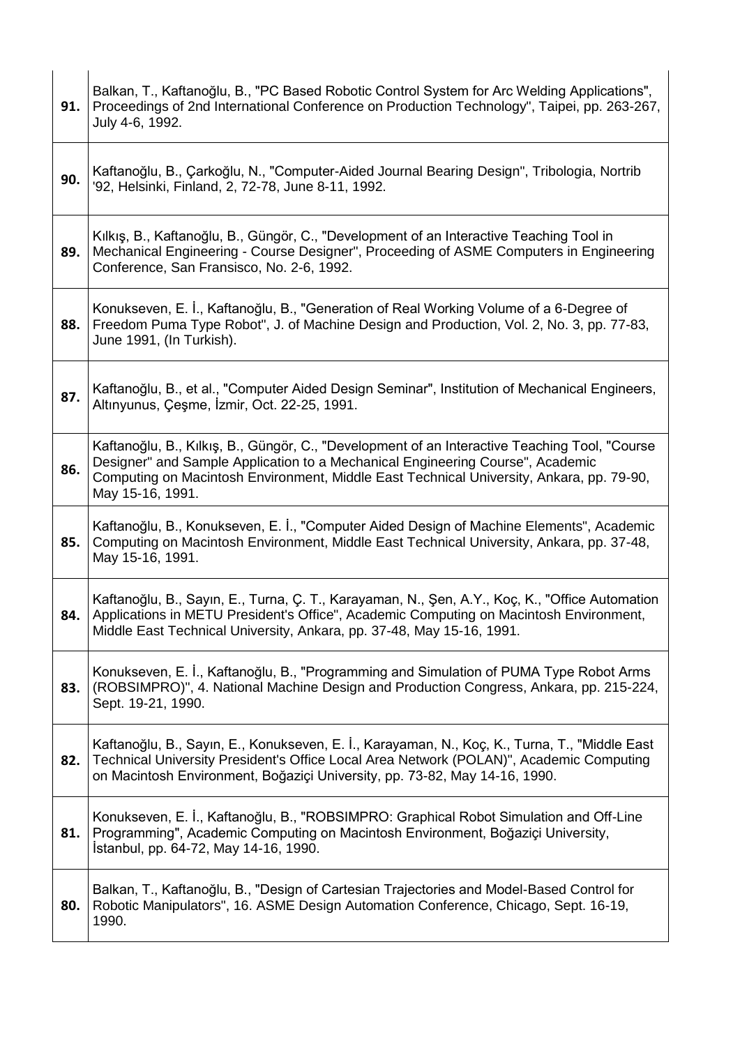| | |
|---|---|
| **91.** | Balkan, T., Kaftanoğlu, B., "PC Based Robotic Control System for Arc Welding Applications", Proceedings of 2nd International Conference on Production Technology", Taipei, pp. 263-267, July 4-6, 1992. |
| **90.** | Kaftanoğlu, B., Çarkoğlu, N., "Computer-Aided Journal Bearing Design", Tribologia, Nortrib '92, Helsinki, Finland, 2, 72-78, June 8-11, 1992. |
| **89.** | Kılkış, B., Kaftanoğlu, B., Güngör, C., "Development of an Interactive Teaching Tool in Mechanical Engineering - Course Designer", Proceeding of ASME Computers in Engineering Conference, San Fransisco, No. 2-6, 1992. |
| **88.** | Konukseven, E. İ., Kaftanoğlu, B., "Generation of Real Working Volume of a 6-Degree of Freedom Puma Type Robot", J. of Machine Design and Production, Vol. 2, No. 3, pp. 77-83, June 1991, (In Turkish). |
| **87.** | Kaftanoğlu, B., et al., "Computer Aided Design Seminar", Institution of Mechanical Engineers, Altınyunus, Çeşme, İzmir, Oct. 22-25, 1991. |
| **86.** | Kaftanoğlu, B., Kılkış, B., Güngör, C., "Development of an Interactive Teaching Tool, "Course Designer" and Sample Application to a Mechanical Engineering Course", Academic Computing on Macintosh Environment, Middle East Technical University, Ankara, pp. 79-90, May 15-16, 1991. |
| **85.** | Kaftanoğlu, B., Konukseven, E. İ., "Computer Aided Design of Machine Elements", Academic Computing on Macintosh Environment, Middle East Technical University, Ankara, pp. 37-48, May 15-16, 1991. |
| **84.** | Kaftanoğlu, B., Sayın, E., Turna, Ç. T., Karayaman, N., Şen, A.Y., Koç, K., "Office Automation Applications in METU President's Office", Academic Computing on Macintosh Environment, Middle East Technical University, Ankara, pp. 37-48, May 15-16, 1991. |
| **83.** | Konukseven, E. İ., Kaftanoğlu, B., "Programming and Simulation of PUMA Type Robot Arms (ROBSIMPRO)", 4. National Machine Design and Production Congress, Ankara, pp. 215-224, Sept. 19-21, 1990. |
| **82.** | Kaftanoğlu, B., Sayın, E., Konukseven, E. İ., Karayaman, N., Koç, K., Turna, T., "Middle East Technical University President's Office Local Area Network (POLAN)", Academic Computing on Macintosh Environment, Boğaziçi University, pp. 73-82, May 14-16, 1990. |
| **81.** | Konukseven, E. İ., Kaftanoğlu, B., "ROBSIMPRO: Graphical Robot Simulation and Off-Line Programming", Academic Computing on Macintosh Environment, Boğaziçi University, İstanbul, pp. 64-72, May 14-16, 1990. |
| **80.** | Balkan, T., Kaftanoğlu, B., "Design of Cartesian Trajectories and Model-Based Control for Robotic Manipulators", 16. ASME Design Automation Conference, Chicago, Sept. 16-19, 1990. |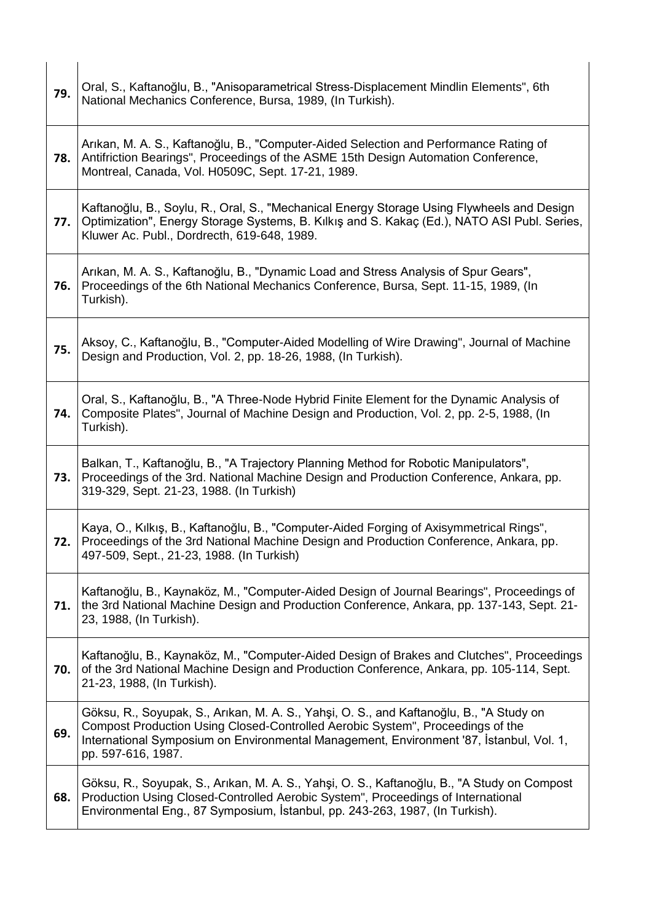| | |
|---|---|
| **79.** | Oral, S., Kaftanoğlu, B., "Anisoparametrical Stress-Displacement Mindlin Elements", 6th National Mechanics Conference, Bursa, 1989, (In Turkish). |
| **78.** | Arıkan, M. A. S., Kaftanoğlu, B., "Computer-Aided Selection and Performance Rating of Antifriction Bearings", Proceedings of the ASME 15th Design Automation Conference, Montreal, Canada, Vol. H0509C, Sept. 17-21, 1989. |
| **77.** | Kaftanoğlu, B., Soylu, R., Oral, S., "Mechanical Energy Storage Using Flywheels and Design Optimization", Energy Storage Systems, B. Kılkış and S. Kakaç (Ed.), NATO ASI Publ. Series, Kluwer Ac. Publ., Dordrecth, 619-648, 1989. |
| **76.** | Arıkan, M. A. S., Kaftanoğlu, B., "Dynamic Load and Stress Analysis of Spur Gears", Proceedings of the 6th National Mechanics Conference, Bursa, Sept. 11-15, 1989, (In Turkish). |
| **75.** | Aksoy, C., Kaftanoğlu, B., "Computer-Aided Modelling of Wire Drawing", Journal of Machine Design and Production, Vol. 2, pp. 18-26, 1988, (In Turkish). |
| **74.** | Oral, S., Kaftanoğlu, B., "A Three-Node Hybrid Finite Element for the Dynamic Analysis of Composite Plates", Journal of Machine Design and Production, Vol. 2, pp. 2-5, 1988, (In Turkish). |
| **73.** | Balkan, T., Kaftanoğlu, B., "A Trajectory Planning Method for Robotic Manipulators", Proceedings of the 3rd. National Machine Design and Production Conference, Ankara, pp. 319-329, Sept. 21-23, 1988. (In Turkish) |
| **72.** | Kaya, O., Kılkış, B., Kaftanoğlu, B., "Computer-Aided Forging of Axisymmetrical Rings", Proceedings of the 3rd National Machine Design and Production Conference, Ankara, pp. 497-509, Sept., 21-23, 1988. (In Turkish) |
| **71.** | Kaftanoğlu, B., Kaynaköz, M., "Computer-Aided Design of Journal Bearings", Proceedings of the 3rd National Machine Design and Production Conference, Ankara, pp. 137-143, Sept. 21-23, 1988, (In Turkish). |
| **70.** | Kaftanoğlu, B., Kaynaköz, M., "Computer-Aided Design of Brakes and Clutches", Proceedings of the 3rd National Machine Design and Production Conference, Ankara, pp. 105-114, Sept. 21-23, 1988, (In Turkish). |
| **69.** | Göksu, R., Soyupak, S., Arıkan, M. A. S., Yahşi, O. S., and Kaftanoğlu, B., "A Study on Compost Production Using Closed-Controlled Aerobic System", Proceedings of the International Symposium on Environmental Management, Environment '87, İstanbul, Vol. 1, pp. 597-616, 1987. |
| **68.** | Göksu, R., Soyupak, S., Arıkan, M. A. S., Yahşi, O. S., Kaftanoğlu, B., "A Study on Compost Production Using Closed-Controlled Aerobic System", Proceedings of International Environmental Eng., 87 Symposium, İstanbul, pp. 243-263, 1987, (In Turkish). |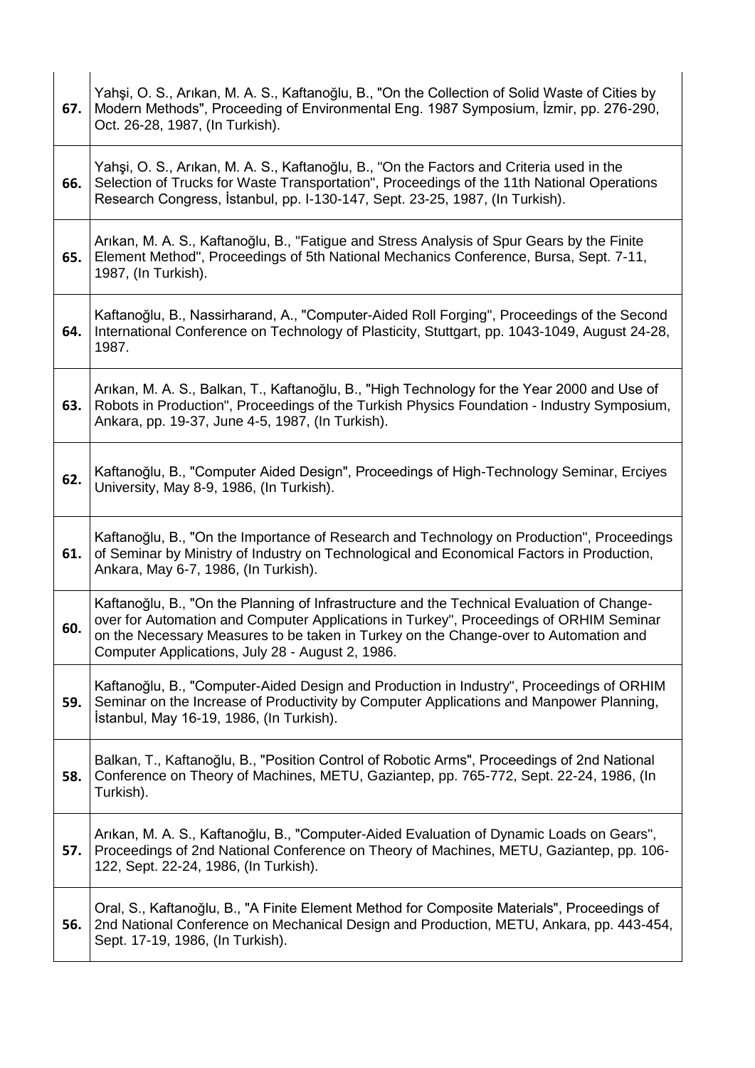| | |
|---|---|
| **67.** | Yahşi, O. S., Arıkan, M. A. S., Kaftanoğlu, B., "On the Collection of Solid Waste of Cities by Modern Methods", Proceeding of Environmental Eng. 1987 Symposium, İzmir, pp. 276-290, Oct. 26-28, 1987, (In Turkish). |
| **66.** | Yahşi, O. S., Arıkan, M. A. S., Kaftanoğlu, B., "On the Factors and Criteria used in the Selection of Trucks for Waste Transportation", Proceedings of the 11th National Operations Research Congress, İstanbul, pp. I-130-147, Sept. 23-25, 1987, (In Turkish). |
| **65.** | Arıkan, M. A. S., Kaftanoğlu, B., "Fatigue and Stress Analysis of Spur Gears by the Finite Element Method", Proceedings of 5th National Mechanics Conference, Bursa, Sept. 7-11, 1987, (In Turkish). |
| **64.** | Kaftanoğlu, B., Nassirharand, A., "Computer-Aided Roll Forging", Proceedings of the Second International Conference on Technology of Plasticity, Stuttgart, pp. 1043-1049, August 24-28, 1987. |
| **63.** | Arıkan, M. A. S., Balkan, T., Kaftanoğlu, B., "High Technology for the Year 2000 and Use of Robots in Production", Proceedings of the Turkish Physics Foundation - Industry Symposium, Ankara, pp. 19-37, June 4-5, 1987, (In Turkish). |
| **62.** | Kaftanoğlu, B., "Computer Aided Design", Proceedings of High-Technology Seminar, Erciyes University, May 8-9, 1986, (In Turkish). |
| **61.** | Kaftanoğlu, B., "On the Importance of Research and Technology on Production", Proceedings of Seminar by Ministry of Industry on Technological and Economical Factors in Production, Ankara, May 6-7, 1986, (In Turkish). |
| **60.** | Kaftanoğlu, B., "On the Planning of Infrastructure and the Technical Evaluation of Change-over for Automation and Computer Applications in Turkey", Proceedings of ORHIM Seminar on the Necessary Measures to be taken in Turkey on the Change-over to Automation and Computer Applications, July 28 - August 2, 1986. |
| **59.** | Kaftanoğlu, B., "Computer-Aided Design and Production in Industry", Proceedings of ORHIM Seminar on the Increase of Productivity by Computer Applications and Manpower Planning, İstanbul, May 16-19, 1986, (In Turkish). |
| **58.** | Balkan, T., Kaftanoğlu, B., "Position Control of Robotic Arms", Proceedings of 2nd National Conference on Theory of Machines, METU, Gaziantep, pp. 765-772, Sept. 22-24, 1986, (In Turkish). |
| **57.** | Arıkan, M. A. S., Kaftanoğlu, B., "Computer-Aided Evaluation of Dynamic Loads on Gears", Proceedings of 2nd National Conference on Theory of Machines, METU, Gaziantep, pp. 106-122, Sept. 22-24, 1986, (In Turkish). |
| **56.** | Oral, S., Kaftanoğlu, B., "A Finite Element Method for Composite Materials", Proceedings of 2nd National Conference on Mechanical Design and Production, METU, Ankara, pp. 443-454, Sept. 17-19, 1986, (In Turkish). |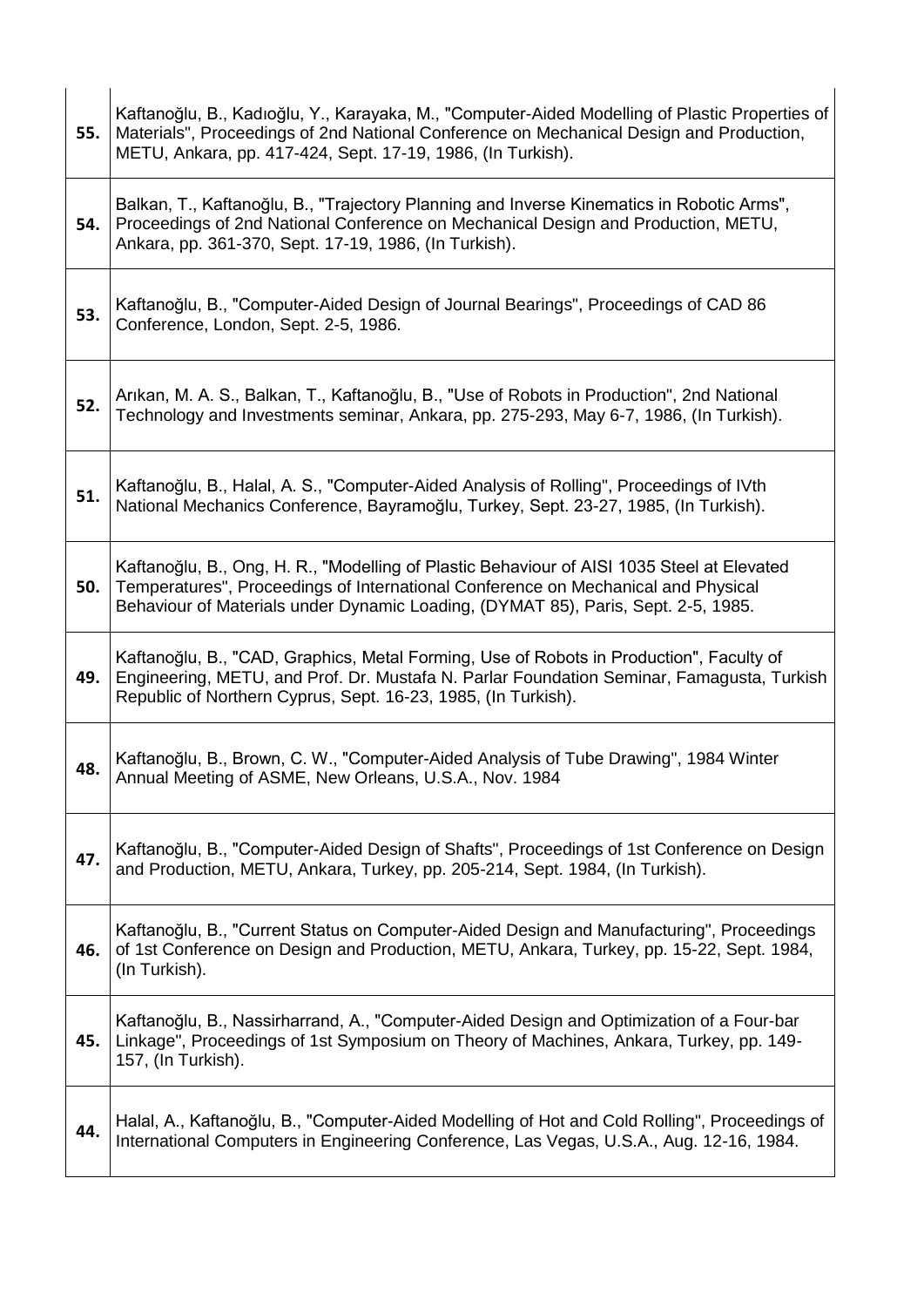| | |
|---|---|
| **55.** | Kaftanoğlu, B., Kadıoğlu, Y., Karayaka, M., "Computer-Aided Modelling of Plastic Properties of Materials", Proceedings of 2nd National Conference on Mechanical Design and Production, METU, Ankara, pp. 417-424, Sept. 17-19, 1986, (In Turkish). |
| **54.** | Balkan, T., Kaftanoğlu, B., "Trajectory Planning and Inverse Kinematics in Robotic Arms", Proceedings of 2nd National Conference on Mechanical Design and Production, METU, Ankara, pp. 361-370, Sept. 17-19, 1986, (In Turkish). |
| **53.** | Kaftanoğlu, B., "Computer-Aided Design of Journal Bearings", Proceedings of CAD 86 Conference, London, Sept. 2-5, 1986. |
| **52.** | Arıkan, M. A. S., Balkan, T., Kaftanoğlu, B., "Use of Robots in Production", 2nd National Technology and Investments seminar, Ankara, pp. 275-293, May 6-7, 1986, (In Turkish). |
| **51.** | Kaftanoğlu, B., Halal, A. S., "Computer-Aided Analysis of Rolling", Proceedings of IVth National Mechanics Conference, Bayramoğlu, Turkey, Sept. 23-27, 1985, (In Turkish). |
| **50.** | Kaftanoğlu, B., Ong, H. R., "Modelling of Plastic Behaviour of AISI 1035 Steel at Elevated Temperatures", Proceedings of International Conference on Mechanical and Physical Behaviour of Materials under Dynamic Loading, (DYMAT 85), Paris, Sept. 2-5, 1985. |
| **49.** | Kaftanoğlu, B., "CAD, Graphics, Metal Forming, Use of Robots in Production", Faculty of Engineering, METU, and Prof. Dr. Mustafa N. Parlar Foundation Seminar, Famagusta, Turkish Republic of Northern Cyprus, Sept. 16-23, 1985, (In Turkish). |
| **48.** | Kaftanoğlu, B., Brown, C. W., "Computer-Aided Analysis of Tube Drawing", 1984 Winter Annual Meeting of ASME, New Orleans, U.S.A., Nov. 1984 |
| **47.** | Kaftanoğlu, B., "Computer-Aided Design of Shafts", Proceedings of 1st Conference on Design and Production, METU, Ankara, Turkey, pp. 205-214, Sept. 1984, (In Turkish). |
| **46.** | Kaftanoğlu, B., "Current Status on Computer-Aided Design and Manufacturing", Proceedings of 1st Conference on Design and Production, METU, Ankara, Turkey, pp. 15-22, Sept. 1984, (In Turkish). |
| **45.** | Kaftanoğlu, B., Nassirharrand, A., "Computer-Aided Design and Optimization of a Four-bar Linkage", Proceedings of 1st Symposium on Theory of Machines, Ankara, Turkey, pp. 149-157, (In Turkish). |
| **44.** | Halal, A., Kaftanoğlu, B., "Computer-Aided Modelling of Hot and Cold Rolling", Proceedings of International Computers in Engineering Conference, Las Vegas, U.S.A., Aug. 12-16, 1984. |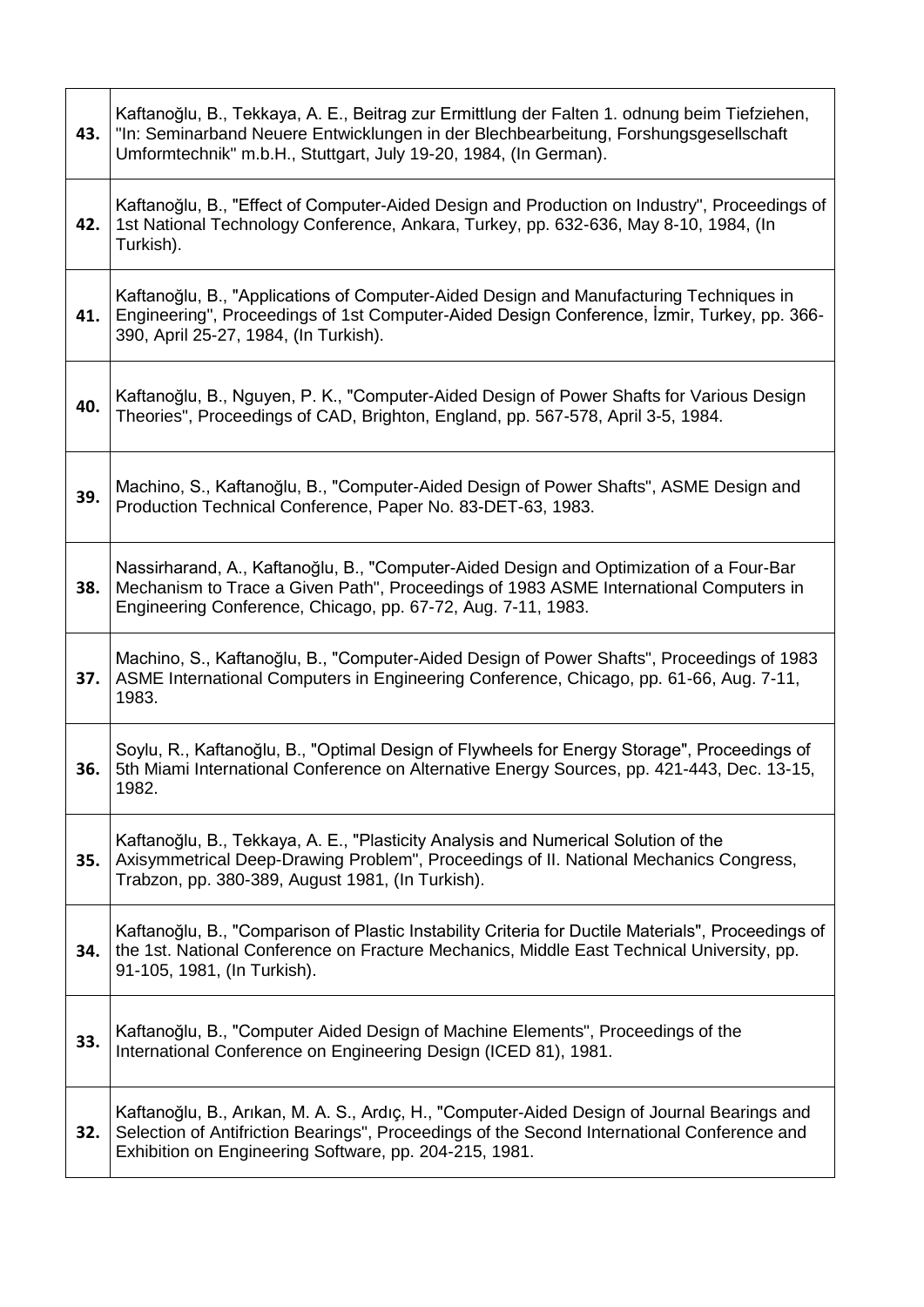| | |
|---|---|
| **43.** | Kaftanoğlu, B., Tekkaya, A. E., Beitrag zur Ermittlung der Falten 1. odnung beim Tiefziehen, "In: Seminarband Neuere Entwicklungen in der Blechbearbeitung, Forshungsgesellschaft Umformtechnik" m.b.H., Stuttgart, July 19-20, 1984, (In German). |
| **42.** | Kaftanoğlu, B., "Effect of Computer-Aided Design and Production on Industry", Proceedings of 1st National Technology Conference, Ankara, Turkey, pp. 632-636, May 8-10, 1984, (In Turkish). |
| **41.** | Kaftanoğlu, B., "Applications of Computer-Aided Design and Manufacturing Techniques in Engineering", Proceedings of 1st Computer-Aided Design Conference, İzmir, Turkey, pp. 366-390, April 25-27, 1984, (In Turkish). |
| **40.** | Kaftanoğlu, B., Nguyen, P. K., "Computer-Aided Design of Power Shafts for Various Design Theories", Proceedings of CAD, Brighton, England, pp. 567-578, April 3-5, 1984. |
| **39.** | Machino, S., Kaftanoğlu, B., "Computer-Aided Design of Power Shafts", ASME Design and Production Technical Conference, Paper No. 83-DET-63, 1983. |
| **38.** | Nassirharand, A., Kaftanoğlu, B., "Computer-Aided Design and Optimization of a Four-Bar Mechanism to Trace a Given Path", Proceedings of 1983 ASME International Computers in Engineering Conference, Chicago, pp. 67-72, Aug. 7-11, 1983. |
| **37.** | Machino, S., Kaftanoğlu, B., "Computer-Aided Design of Power Shafts", Proceedings of 1983 ASME International Computers in Engineering Conference, Chicago, pp. 61-66, Aug. 7-11, 1983. |
| **36.** | Soylu, R., Kaftanoğlu, B., "Optimal Design of Flywheels for Energy Storage", Proceedings of 5th Miami International Conference on Alternative Energy Sources, pp. 421-443, Dec. 13-15, 1982. |
| **35.** | Kaftanoğlu, B., Tekkaya, A. E., "Plasticity Analysis and Numerical Solution of the Axisymmetrical Deep-Drawing Problem", Proceedings of II. National Mechanics Congress, Trabzon, pp. 380-389, August 1981, (In Turkish). |
| **34.** | Kaftanoğlu, B., "Comparison of Plastic Instability Criteria for Ductile Materials", Proceedings of the 1st. National Conference on Fracture Mechanics, Middle East Technical University, pp. 91-105, 1981, (In Turkish). |
| **33.** | Kaftanoğlu, B., "Computer Aided Design of Machine Elements", Proceedings of the International Conference on Engineering Design (ICED 81), 1981. |
| **32.** | Kaftanoğlu, B., Arıkan, M. A. S., Ardıç, H., "Computer-Aided Design of Journal Bearings and Selection of Antifriction Bearings", Proceedings of the Second International Conference and Exhibition on Engineering Software, pp. 204-215, 1981. |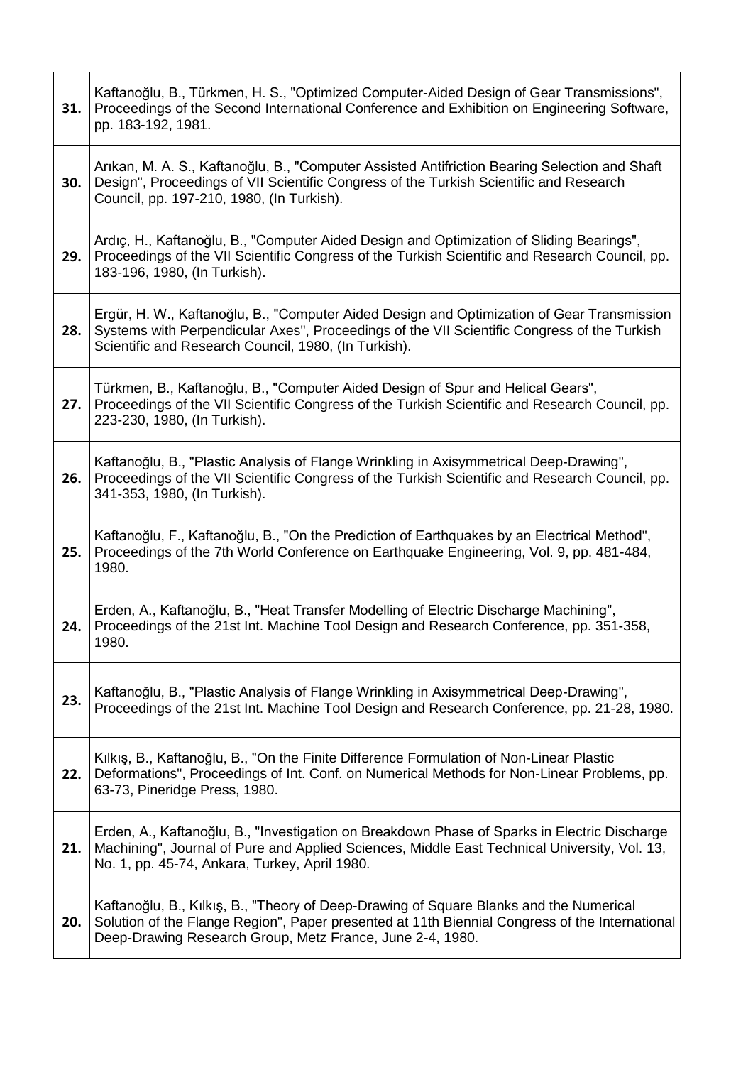| | |
|---|---|
| **31.** | Kaftanoğlu, B., Türkmen, H. S., "Optimized Computer-Aided Design of Gear Transmissions", Proceedings of the Second International Conference and Exhibition on Engineering Software, pp. 183-192, 1981. |
| **30.** | Arıkan, M. A. S., Kaftanoğlu, B., "Computer Assisted Antifriction Bearing Selection and Shaft Design", Proceedings of VII Scientific Congress of the Turkish Scientific and Research Council, pp. 197-210, 1980, (In Turkish). |
| **29.** | Ardıç, H., Kaftanoğlu, B., "Computer Aided Design and Optimization of Sliding Bearings", Proceedings of the VII Scientific Congress of the Turkish Scientific and Research Council, pp. 183-196, 1980, (In Turkish). |
| **28.** | Ergür, H. W., Kaftanoğlu, B., "Computer Aided Design and Optimization of Gear Transmission Systems with Perpendicular Axes", Proceedings of the VII Scientific Congress of the Turkish Scientific and Research Council, 1980, (In Turkish). |
| **27.** | Türkmen, B., Kaftanoğlu, B., "Computer Aided Design of Spur and Helical Gears", Proceedings of the VII Scientific Congress of the Turkish Scientific and Research Council, pp. 223-230, 1980, (In Turkish). |
| **26.** | Kaftanoğlu, B., "Plastic Analysis of Flange Wrinkling in Axisymmetrical Deep-Drawing", Proceedings of the VII Scientific Congress of the Turkish Scientific and Research Council, pp. 341-353, 1980, (In Turkish). |
| **25.** | Kaftanoğlu, F., Kaftanoğlu, B., "On the Prediction of Earthquakes by an Electrical Method", Proceedings of the 7th World Conference on Earthquake Engineering, Vol. 9, pp. 481-484, 1980. |
| **24.** | Erden, A., Kaftanoğlu, B., "Heat Transfer Modelling of Electric Discharge Machining", Proceedings of the 21st Int. Machine Tool Design and Research Conference, pp. 351-358, 1980. |
| **23.** | Kaftanoğlu, B., "Plastic Analysis of Flange Wrinkling in Axisymmetrical Deep-Drawing", Proceedings of the 21st Int. Machine Tool Design and Research Conference, pp. 21-28, 1980. |
| **22.** | Kılkış, B., Kaftanoğlu, B., "On the Finite Difference Formulation of Non-Linear Plastic Deformations", Proceedings of Int. Conf. on Numerical Methods for Non-Linear Problems, pp. 63-73, Pineridge Press, 1980. |
| **21.** | Erden, A., Kaftanoğlu, B., "Investigation on Breakdown Phase of Sparks in Electric Discharge Machining", Journal of Pure and Applied Sciences, Middle East Technical University, Vol. 13, No. 1, pp. 45-74, Ankara, Turkey, April 1980. |
| **20.** | Kaftanoğlu, B., Kılkış, B., "Theory of Deep-Drawing of Square Blanks and the Numerical Solution of the Flange Region", Paper presented at 11th Biennial Congress of the International Deep-Drawing Research Group, Metz France, June 2-4, 1980. |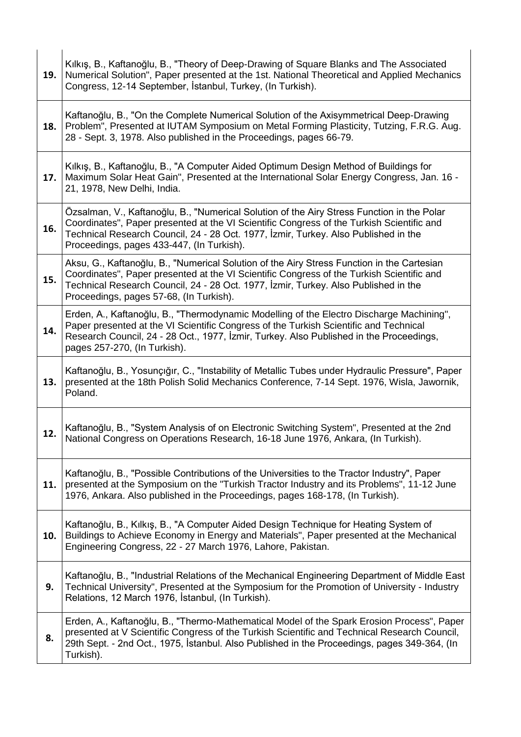| | |
|---|---|
| **19.** | Kılkış, B., Kaftanoğlu, B., "Theory of Deep-Drawing of Square Blanks and The Associated Numerical Solution", Paper presented at the 1st. National Theoretical and Applied Mechanics Congress, 12-14 September, İstanbul, Turkey, (In Turkish). |
| **18.** | Kaftanoğlu, B., "On the Complete Numerical Solution of the Axisymmetrical Deep-Drawing Problem", Presented at IUTAM Symposium on Metal Forming Plasticity, Tutzing, F.R.G. Aug. 28 - Sept. 3, 1978. Also published in the Proceedings, pages 66-79. |
| **17.** | Kılkış, B., Kaftanoğlu, B., "A Computer Aided Optimum Design Method of Buildings for Maximum Solar Heat Gain", Presented at the International Solar Energy Congress, Jan. 16 - 21, 1978, New Delhi, India. |
| **16.** | Özsalman, V., Kaftanoğlu, B., "Numerical Solution of the Airy Stress Function in the Polar Coordinates", Paper presented at the VI Scientific Congress of the Turkish Scientific and Technical Research Council, 24 - 28 Oct. 1977, İzmir, Turkey. Also Published in the Proceedings, pages 433-447, (In Turkish). |
| **15.** | Aksu, G., Kaftanoğlu, B., "Numerical Solution of the Airy Stress Function in the Cartesian Coordinates", Paper presented at the VI Scientific Congress of the Turkish Scientific and Technical Research Council, 24 - 28 Oct. 1977, İzmir, Turkey. Also Published in the Proceedings, pages 57-68, (In Turkish). |
| **14.** | Erden, A., Kaftanoğlu, B., "Thermodynamic Modelling of the Electro Discharge Machining", Paper presented at the VI Scientific Congress of the Turkish Scientific and Technical Research Council, 24 - 28 Oct., 1977, İzmir, Turkey. Also Published in the Proceedings, pages 257-270, (In Turkish). |
| **13.** | Kaftanoğlu, B., Yosunçığır, C., "Instability of Metallic Tubes under Hydraulic Pressure", Paper presented at the 18th Polish Solid Mechanics Conference, 7-14 Sept. 1976, Wisla, Jawornik, Poland. |
| **12.** | Kaftanoğlu, B., "System Analysis of on Electronic Switching System", Presented at the 2nd National Congress on Operations Research, 16-18 June 1976, Ankara, (In Turkish). |
| **11.** | Kaftanoğlu, B., "Possible Contributions of the Universities to the Tractor Industry", Paper presented at the Symposium on the "Turkish Tractor Industry and its Problems", 11-12 June 1976, Ankara. Also published in the Proceedings, pages 168-178, (In Turkish). |
| **10.** | Kaftanoğlu, B., Kılkış, B., "A Computer Aided Design Technique for Heating System of Buildings to Achieve Economy in Energy and Materials", Paper presented at the Mechanical Engineering Congress, 22 - 27 March 1976, Lahore, Pakistan. |
| **9.** | Kaftanoğlu, B., "Industrial Relations of the Mechanical Engineering Department of Middle East Technical University", Presented at the Symposium for the Promotion of University - Industry Relations, 12 March 1976, İstanbul, (In Turkish). |
| **8.** | Erden, A., Kaftanoğlu, B., "Thermo-Mathematical Model of the Spark Erosion Process", Paper presented at V Scientific Congress of the Turkish Scientific and Technical Research Council, 29th Sept. - 2nd Oct., 1975, İstanbul. Also Published in the Proceedings, pages 349-364, (In Turkish). |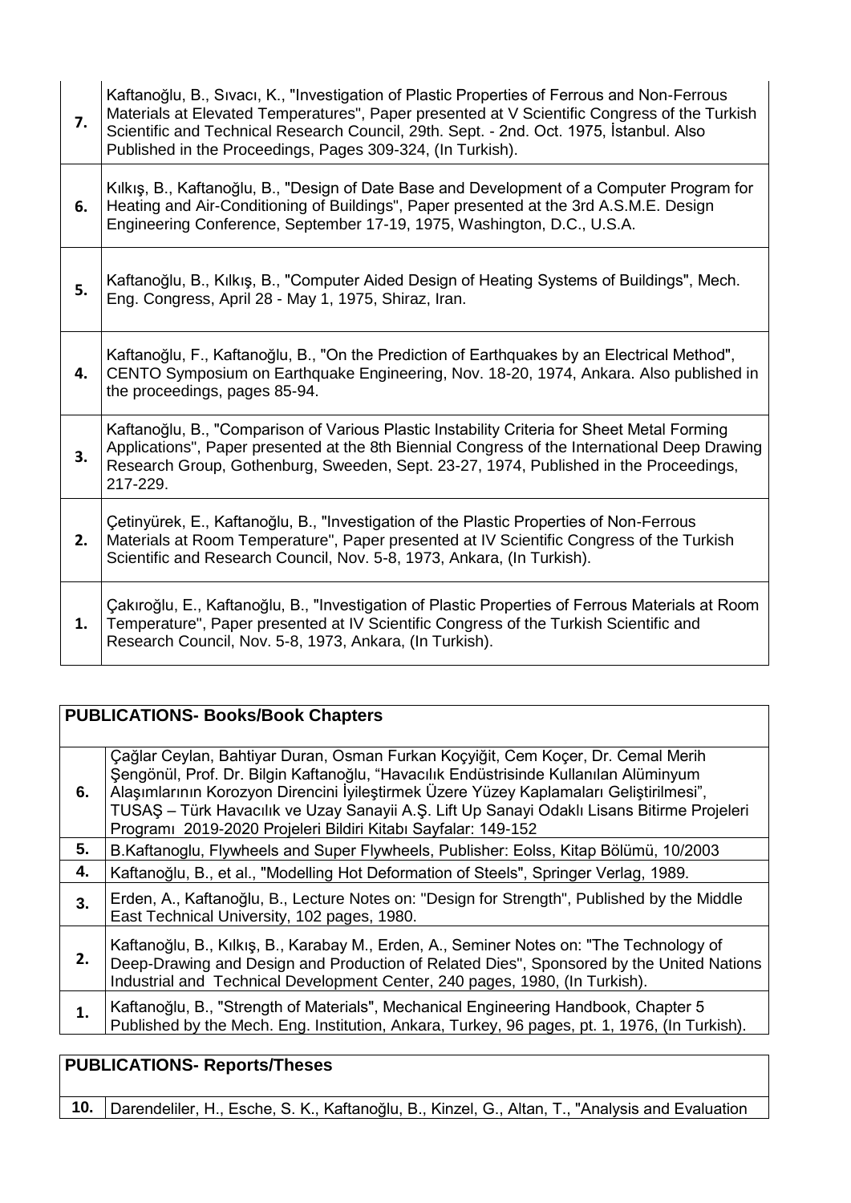| | |
|---|---|
| **7.** | Kaftanoğlu, B., Sıvacı, K., "Investigation of Plastic Properties of Ferrous and Non-Ferrous Materials at Elevated Temperatures", Paper presented at V Scientific Congress of the Turkish Scientific and Technical Research Council, 29th. Sept. - 2nd. Oct. 1975, İstanbul. Also Published in the Proceedings, Pages 309-324, (In Turkish). |
| **6.** | Kılkış, B., Kaftanoğlu, B., "Design of Date Base and Development of a Computer Program for Heating and Air-Conditioning of Buildings", Paper presented at the 3rd A.S.M.E. Design Engineering Conference, September 17-19, 1975, Washington, D.C., U.S.A. |
| **5.** | Kaftanoğlu, B., Kılkış, B., "Computer Aided Design of Heating Systems of Buildings", Mech. Eng. Congress, April 28 - May 1, 1975, Shiraz, Iran. |
| **4.** | Kaftanoğlu, F., Kaftanoğlu, B., "On the Prediction of Earthquakes by an Electrical Method", CENTO Symposium on Earthquake Engineering, Nov. 18-20, 1974, Ankara. Also published in the proceedings, pages 85-94. |
| **3.** | Kaftanoğlu, B., "Comparison of Various Plastic Instability Criteria for Sheet Metal Forming Applications", Paper presented at the 8th Biennial Congress of the International Deep Drawing Research Group, Gothenburg, Sweeden, Sept. 23-27, 1974, Published in the Proceedings, 217-229. |
| **2.** | Çetinyürek, E., Kaftanoğlu, B., "Investigation of the Plastic Properties of Non-Ferrous Materials at Room Temperature", Paper presented at IV Scientific Congress of the Turkish Scientific and Research Council, Nov. 5-8, 1973, Ankara, (In Turkish). |
| **1.** | Çakıroğlu, E., Kaftanoğlu, B., "Investigation of Plastic Properties of Ferrous Materials at Room Temperature", Paper presented at IV Scientific Congress of the Turkish Scientific and Research Council, Nov. 5-8, 1973, Ankara, (In Turkish). |

| **PUBLICATIONS- Books/Book Chapters** | |
|---|---|
| **6.** | Çağlar Ceylan, Bahtiyar Duran, Osman Furkan Koçyiğit, Cem Koçer, Dr. Cemal Merih Şengönül, Prof. Dr. Bilgin Kaftanoğlu, "Havacılık Endüstrisinde Kullanılan Alüminyum Alaşımlarının Korozyon Direncini İyileştirmek Üzere Yüzey Kaplamaları Geliştirilmesi", TUSAŞ – Türk Havacılık ve Uzay Sanayii A.Ş. Lift Up Sanayi Odaklı Lisans Bitirme Projeleri Programı 2019-2020 Projeleri Bildiri Kitabı Sayfalar: 149-152 |
| **5.** | B.Kaftanoglu, Flywheels and Super Flywheels, Publisher: Eolss, Kitap Bölümü, 10/2003 |
| **4.** | Kaftanoğlu, B., et al., "Modelling Hot Deformation of Steels", Springer Verlag, 1989. |
| **3.** | Erden, A., Kaftanoğlu, B., Lecture Notes on: "Design for Strength", Published by the Middle East Technical University, 102 pages, 1980. |
| **2.** | Kaftanoğlu, B., Kılkış, B., Karabay M., Erden, A., Seminer Notes on: "The Technology of Deep-Drawing and Design and Production of Related Dies", Sponsored by the United Nations Industrial and Technical Development Center, 240 pages, 1980, (In Turkish). |
| **1.** | Kaftanoğlu, B., "Strength of Materials", Mechanical Engineering Handbook, Chapter 5 Published by the Mech. Eng. Institution, Ankara, Turkey, 96 pages, pt. 1, 1976, (In Turkish). |

| **PUBLICATIONS- Reports/Theses** | |
|---|---|
| **10.** | Darendeliler, H., Esche, S. K., Kaftanoğlu, B., Kinzel, G., Altan, T., "Analysis and Evaluation |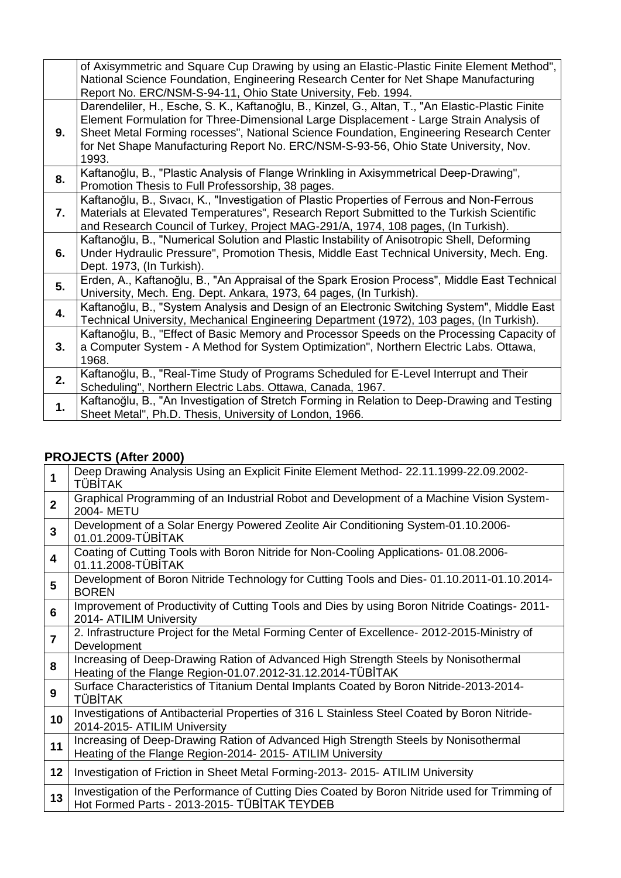| | |
|---|---|
| | of Axisymmetric and Square Cup Drawing by using an Elastic-Plastic Finite Element Method", National Science Foundation, Engineering Research Center for Net Shape Manufacturing Report No. ERC/NSM-S-94-11, Ohio State University, Feb. 1994. |
| **9.** | Darendeliler, H., Esche, S. K., Kaftanoğlu, B., Kinzel, G., Altan, T., "An Elastic-Plastic Finite Element Formulation for Three-Dimensional Large Displacement - Large Strain Analysis of Sheet Metal Forming rocesses", National Science Foundation, Engineering Research Center for Net Shape Manufacturing Report No. ERC/NSM-S-93-56, Ohio State University, Nov. 1993. |
| **8.** | Kaftanoğlu, B., "Plastic Analysis of Flange Wrinkling in Axisymmetrical Deep-Drawing", Promotion Thesis to Full Professorship, 38 pages. |
| **7.** | Kaftanoğlu, B., Sıvacı, K., "Investigation of Plastic Properties of Ferrous and Non-Ferrous Materials at Elevated Temperatures", Research Report Submitted to the Turkish Scientific and Research Council of Turkey, Project MAG-291/A, 1974, 108 pages, (In Turkish). |
| **6.** | Kaftanoğlu, B., "Numerical Solution and Plastic Instability of Anisotropic Shell, Deforming Under Hydraulic Pressure", Promotion Thesis, Middle East Technical University, Mech. Eng. Dept. 1973, (In Turkish). |
| **5.** | Erden, A., Kaftanoğlu, B., "An Appraisal of the Spark Erosion Process", Middle East Technical University, Mech. Eng. Dept. Ankara, 1973, 64 pages, (In Turkish). |
| **4.** | Kaftanoğlu, B., "System Analysis and Design of an Electronic Switching System", Middle East Technical University, Mechanical Engineering Department (1972), 103 pages, (In Turkish). |
| **3.** | Kaftanoğlu, B., "Effect of Basic Memory and Processor Speeds on the Processing Capacity of a Computer System - A Method for System Optimization", Northern Electric Labs. Ottawa, 1968. |
| **2.** | Kaftanoğlu, B., "Real-Time Study of Programs Scheduled for E-Level Interrupt and Their Scheduling", Northern Electric Labs. Ottawa, Canada, 1967. |
| **1.** | Kaftanoğlu, B., "An Investigation of Stretch Forming in Relation to Deep-Drawing and Testing Sheet Metal", Ph.D. Thesis, University of London, 1966. |

## PROJECTS (After 2000)

| | |
|---|---|
| **1** | Deep Drawing Analysis Using an Explicit Finite Element Method- 22.11.1999-22.09.2002-TÜBİTAK |
| **2** | Graphical Programming of an Industrial Robot and Development of a Machine Vision System-2004- METU |
| **3** | Development of a Solar Energy Powered Zeolite Air Conditioning System-01.10.2006-01.01.2009-TÜBİTAK |
| **4** | Coating of Cutting Tools with Boron Nitride for Non-Cooling Applications- 01.08.2006-01.11.2008-TÜBİTAK |
| **5** | Development of Boron Nitride Technology for Cutting Tools and Dies- 01.10.2011-01.10.2014-BOREN |
| **6** | Improvement of Productivity of Cutting Tools and Dies by using Boron Nitride Coatings- 2011-2014- ATILIM University |
| **7** | 2. Infrastructure Project for the Metal Forming Center of Excellence- 2012-2015-Ministry of Development |
| **8** | Increasing of Deep-Drawing Ration of Advanced High Strength Steels by Nonisothermal Heating of the Flange Region-01.07.2012-31.12.2014-TÜBİTAK |
| **9** | Surface Characteristics of Titanium Dental Implants Coated by Boron Nitride-2013-2014-TÜBİTAK |
| **10** | Investigations of Antibacterial Properties of 316 L Stainless Steel Coated by Boron Nitride-2014-2015- ATILIM University |
| **11** | Increasing of Deep-Drawing Ration of Advanced High Strength Steels by Nonisothermal Heating of the Flange Region-2014- 2015- ATILIM University |
| **12** | Investigation of Friction in Sheet Metal Forming-2013- 2015- ATILIM University |
| **13** | Investigation of the Performance of Cutting Dies Coated by Boron Nitride used for Trimming of Hot Formed Parts - 2013-2015- TÜBİTAK TEYDEB |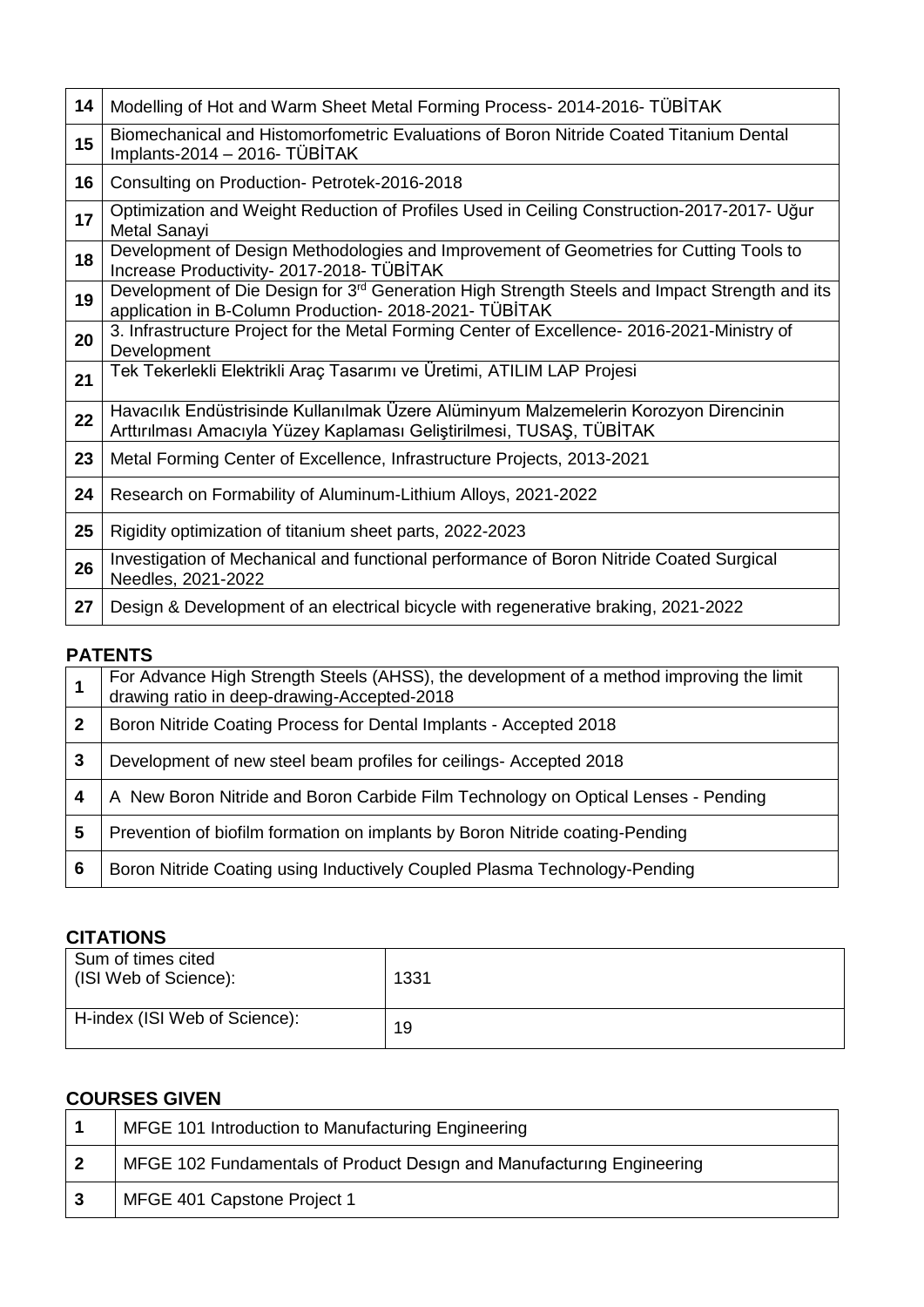| | |
|---|---|
| 14 | Modelling of Hot and Warm Sheet Metal Forming Process- 2014-2016- TÜBİTAK |
| 15 | Biomechanical and Histomorfometric Evaluations of Boron Nitride Coated Titanium Dental Implants-2014 – 2016- TÜBİTAK |
| 16 | Consulting on Production- Petrotek-2016-2018 |
| 17 | Optimization and Weight Reduction of Profiles Used in Ceiling Construction-2017-2017- Uğur Metal Sanayi |
| 18 | Development of Design Methodologies and Improvement of Geometries for Cutting Tools to Increase Productivity- 2017-2018- TÜBİTAK |
| 19 | Development of Die Design for 3rd Generation High Strength Steels and Impact Strength and its application in B-Column Production- 2018-2021- TÜBİTAK |
| 20 | 3. Infrastructure Project for the Metal Forming Center of Excellence- 2016-2021-Ministry of Development |
| 21 | Tek Tekerlekli Elektrikli Araç Tasarımı ve Üretimi, ATILIM LAP Projesi |
| 22 | Havacılık Endüstrisinde Kullanılmak Üzere Alüminyum Malzemelerin Korozyon Direncinin Arttırılması Amacıyla Yüzey Kaplaması Geliştirilmesi, TUSAŞ, TÜBİTAK |
| 23 | Metal Forming Center of Excellence, Infrastructure Projects, 2013-2021 |
| 24 | Research on Formability of Aluminum-Lithium Alloys, 2021-2022 |
| 25 | Rigidity optimization of titanium sheet parts, 2022-2023 |
| 26 | Investigation of Mechanical and functional performance of Boron Nitride Coated Surgical Needles, 2021-2022 |
| 27 | Design & Development of an electrical bicycle with regenerative braking, 2021-2022 |

## PATENTS

| | |
|---|---|
| 1 | For Advance High Strength Steels (AHSS), the development of a method improving the limit drawing ratio in deep-drawing-Accepted-2018 |
| 2 | Boron Nitride Coating Process for Dental Implants - Accepted 2018 |
| 3 | Development of new steel beam profiles for ceilings- Accepted 2018 |
| 4 | A New Boron Nitride and Boron Carbide Film Technology on Optical Lenses - Pending |
| 5 | Prevention of biofilm formation on implants by Boron Nitride coating-Pending |
| 6 | Boron Nitride Coating using Inductively Coupled Plasma Technology-Pending |

## CITATIONS

| | |
|---|---|
| Sum of times cited (ISI Web of Science): | 1331 |
| H-index (ISI Web of Science): | 19 |

## COURSES GIVEN

| | |
|---|---|
| 1 | MFGE 101 Introduction to Manufacturing Engineering |
| 2 | MFGE 102 Fundamentals of Product Desıgn and Manufacturıng Engineering |
| 3 | MFGE 401 Capstone Project 1 |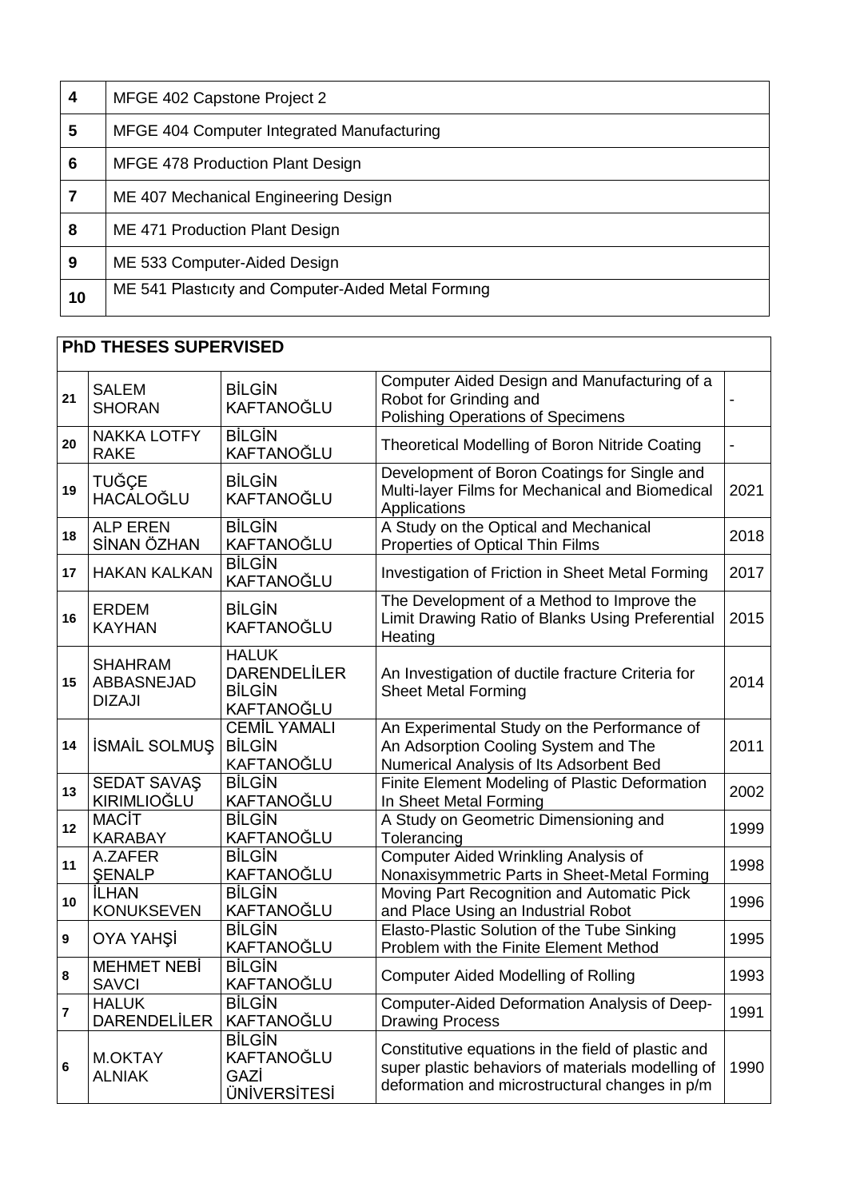| | |
|---|---|
| 4 | MFGE 402 Capstone Project 2 |
| 5 | MFGE 404 Computer Integrated Manufacturing |
| 6 | MFGE 478 Production Plant Design |
| 7 | ME 407 Mechanical Engineering Design |
| 8 | ME 471 Production Plant Design |
| 9 | ME 533 Computer-Aided Design |
| 10 | ME 541 Plastıcıty and Computer-Aıded Metal Formıng |

| **PhD THESES SUPERVISED** | | | | |
|---|---|---|---|---|
| 21 | SALEM SHORAN | BİLGİN KAFTANOĞLU | Computer Aided Design and Manufacturing of a Robot for Grinding and Polishing Operations of Specimens | - |
| 20 | NAKKA LOTFY RAKE | BİLGİN KAFTANOĞLU | Theoretical Modelling of Boron Nitride Coating | - |
| 19 | TUĞÇE HACALOĞLU | BİLGİN KAFTANOĞLU | Development of Boron Coatings for Single and Multi-layer Films for Mechanical and Biomedical Applications | 2021 |
| 18 | ALP EREN SİNAN ÖZHAN | BİLGİN KAFTANOĞLU | A Study on the Optical and Mechanical Properties of Optical Thin Films | 2018 |
| 17 | HAKAN KALKAN | BİLGİN KAFTANOĞLU | Investigation of Friction in Sheet Metal Forming | 2017 |
| 16 | ERDEM KAYHAN | BİLGİN KAFTANOĞLU | The Development of a Method to Improve the Limit Drawing Ratio of Blanks Using Preferential Heating | 2015 |
| 15 | SHAHRAM ABBASNEJAD DIZAJI | HALUK DARENDELİLER BİLGİN KAFTANOĞLU | An Investigation of ductile fracture Criteria for Sheet Metal Forming | 2014 |
| 14 | İSMAİL SOLMUŞ | CEMİL YAMALI BİLGİN KAFTANOĞLU | An Experimental Study on the Performance of An Adsorption Cooling System and The Numerical Analysis of Its Adsorbent Bed | 2011 |
| 13 | SEDAT SAVAŞ KIRIMLIOĞLU | BİLGİN KAFTANOĞLU | Finite Element Modeling of Plastic Deformation In Sheet Metal Forming | 2002 |
| 12 | MACİT KARABAY | BİLGİN KAFTANOĞLU | A Study on Geometric Dimensioning and Tolerancing | 1999 |
| 11 | A.ZAFER ŞENALP | BİLGİN KAFTANOĞLU | Computer Aided Wrinkling Analysis of Nonaxisymmetric Parts in Sheet-Metal Forming | 1998 |
| 10 | İLHAN KONUKSEVEN | BİLGİN KAFTANOĞLU | Moving Part Recognition and Automatic Pick and Place Using an Industrial Robot | 1996 |
| 9 | OYA YAHŞİ | BİLGİN KAFTANOĞLU | Elasto-Plastic Solution of the Tube Sinking Problem with the Finite Element Method | 1995 |
| 8 | MEHMET NEBİ SAVCI | BİLGİN KAFTANOĞLU | Computer Aided Modelling of Rolling | 1993 |
| 7 | HALUK DARENDELİLER | BİLGİN KAFTANOĞLU | Computer-Aided Deformation Analysis of Deep-Drawing Process | 1991 |
| 6 | M.OKTAY ALNIAK | BİLGİN KAFTANOĞLU GAZİ ÜNİVERSİTESİ | Constitutive equations in the field of plastic and super plastic behaviors of materials modelling of deformation and microstructural changes in p/m | 1990 |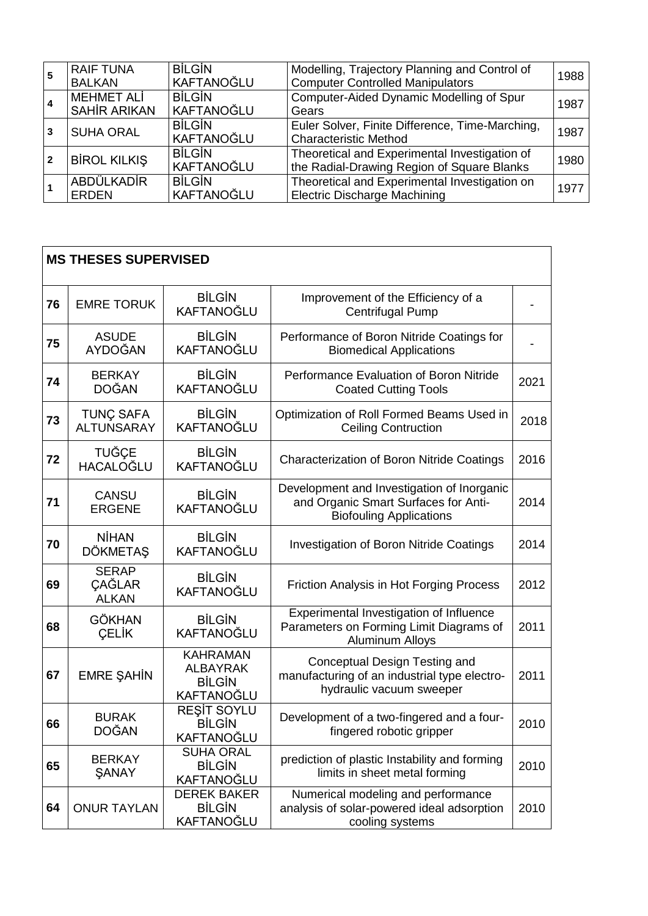| | | | | |
|---|---|---|---|---|
| 5 | RAIF TUNA BALKAN | BİLGİN KAFTANOĞLU | Modelling, Trajectory Planning and Control of Computer Controlled Manipulators | 1988 |
| 4 | MEHMET ALİ SAHİR ARIKAN | BİLGİN KAFTANOĞLU | Computer-Aided Dynamic Modelling of Spur Gears | 1987 |
| 3 | SUHA ORAL | BİLGİN KAFTANOĞLU | Euler Solver, Finite Difference, Time-Marching, Characteristic Method | 1987 |
| 2 | BİROL KILKIŞ | BİLGİN KAFTANOĞLU | Theoretical and Experimental Investigation of the Radial-Drawing Region of Square Blanks | 1980 |
| 1 | ABDÜLKADİR ERDEN | BİLGİN KAFTANOĞLU | Theoretical and Experimental Investigation on Electric Discharge Machining | 1977 |

| MS THESES SUPERVISED | | | | |
|---|---|---|---|---|
| 76 | EMRE TORUK | BİLGİN KAFTANOĞLU | Improvement of the Efficiency of a Centrifugal Pump | - |
| 75 | ASUDE AYDOĞAN | BİLGİN KAFTANOĞLU | Performance of Boron Nitride Coatings for Biomedical Applications | - |
| 74 | BERKAY DOĞAN | BİLGİN KAFTANOĞLU | Performance Evaluation of Boron Nitride Coated Cutting Tools | 2021 |
| 73 | TUNÇ SAFA ALTUNSARAY | BİLGİN KAFTANOĞLU | Optimization of Roll Formed Beams Used in Ceiling Contruction | 2018 |
| 72 | TUĞÇE HACALOĞLU | BİLGİN KAFTANOĞLU | Characterization of Boron Nitride Coatings | 2016 |
| 71 | CANSU ERGENE | BİLGİN KAFTANOĞLU | Development and Investigation of Inorganic and Organic Smart Surfaces for Anti-Biofouling Applications | 2014 |
| 70 | NİHAN DÖKMETAŞ | BİLGİN KAFTANOĞLU | Investigation of Boron Nitride Coatings | 2014 |
| 69 | SERAP ÇAĞLAR ALKAN | BİLGİN KAFTANOĞLU | Friction Analysis in Hot Forging Process | 2012 |
| 68 | GÖKHAN ÇELİK | BİLGİN KAFTANOĞLU | Experimental Investigation of Influence Parameters on Forming Limit Diagrams of Aluminum Alloys | 2011 |
| 67 | EMRE ŞAHİN | KAHRAMAN ALBAYRAK BİLGİN KAFTANOĞLU | Conceptual Design Testing and manufacturing of an industrial type electro-hydraulic vacuum sweeper | 2011 |
| 66 | BURAK DOĞAN | REŞİT SOYLU BİLGİN KAFTANOĞLU | Development of a two-fingered and a four-fingered robotic gripper | 2010 |
| 65 | BERKAY ŞANAY | SUHA ORAL BİLGİN KAFTANOĞLU | prediction of plastic Instability and forming limits in sheet metal forming | 2010 |
| 64 | ONUR TAYLAN | DEREK BAKER BİLGİN KAFTANOĞLU | Numerical modeling and performance analysis of solar-powered ideal adsorption cooling systems | 2010 |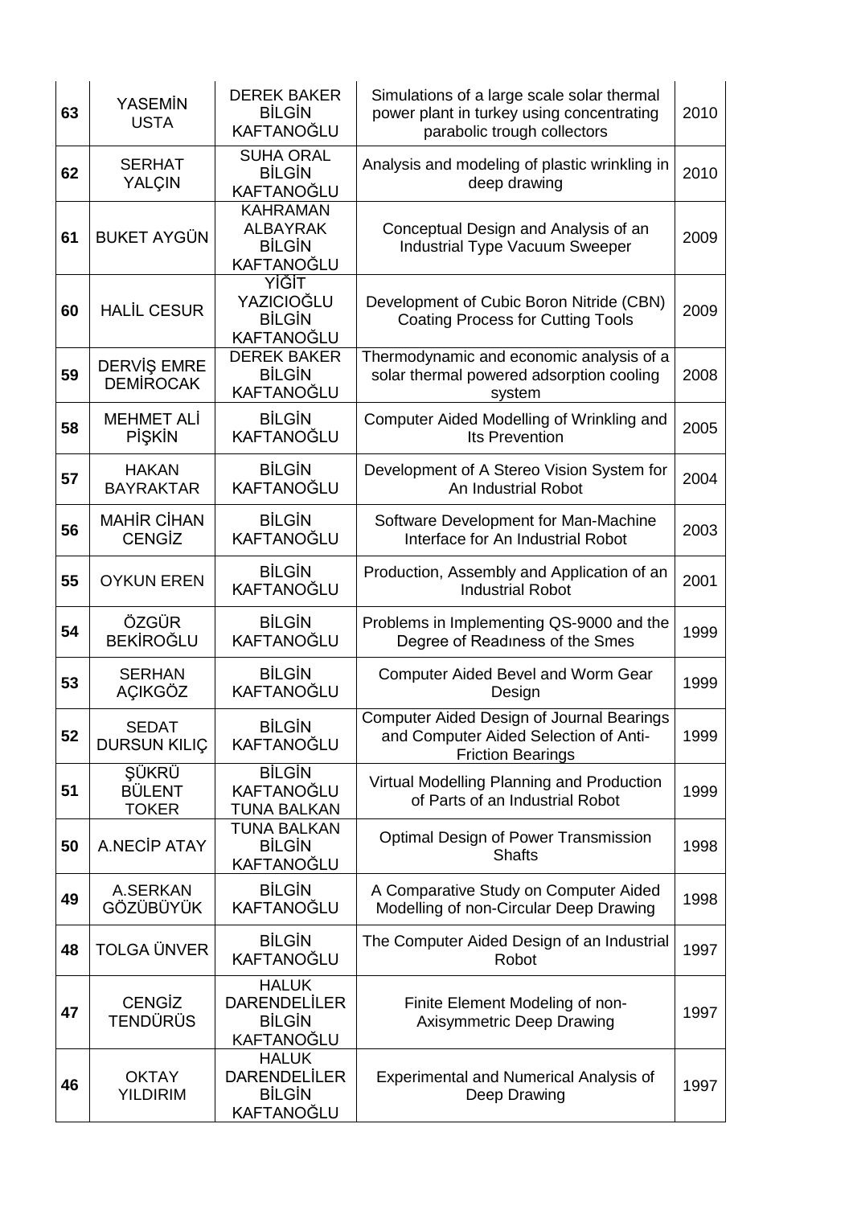| 63 | YASEMİN USTA | DEREK BAKER BİLGİN KAFTANOĞLU | Simulations of a large scale solar thermal power plant in turkey using concentrating parabolic trough collectors | 2010 |
|---|---|---|---|---|
| 62 | SERHAT YALÇIN | SUHA ORAL BİLGİN KAFTANOĞLU | Analysis and modeling of plastic wrinkling in deep drawing | 2010 |
| 61 | BUKET AYGÜN | KAHRAMAN ALBAYRAK BİLGİN KAFTANOĞLU | Conceptual Design and Analysis of an Industrial Type Vacuum Sweeper | 2009 |
| 60 | HALİL CESUR | YİĞİT YAZICIOĞLU BİLGİN KAFTANOĞLU | Development of Cubic Boron Nitride (CBN) Coating Process for Cutting Tools | 2009 |
| 59 | DERVİŞ EMRE DEMİROCAK | DEREK BAKER BİLGİN KAFTANOĞLU | Thermodynamic and economic analysis of a solar thermal powered adsorption cooling system | 2008 |
| 58 | MEHMET ALİ PİŞKİN | BİLGİN KAFTANOĞLU | Computer Aided Modelling of Wrinkling and Its Prevention | 2005 |
| 57 | HAKAN BAYRAKTAR | BİLGİN KAFTANOĞLU | Development of A Stereo Vision System for An Industrial Robot | 2004 |
| 56 | MAHİR CİHAN CENGİZ | BİLGİN KAFTANOĞLU | Software Development for Man-Machine Interface for An Industrial Robot | 2003 |
| 55 | OYKUN EREN | BİLGİN KAFTANOĞLU | Production, Assembly and Application of an Industrial Robot | 2001 |
| 54 | ÖZGÜR BEKİROĞLU | BİLGİN KAFTANOĞLU | Problems in Implementing QS-9000 and the Degree of Readıness of the Smes | 1999 |
| 53 | SERHAN AÇIKGÖZ | BİLGİN KAFTANOĞLU | Computer Aided Bevel and Worm Gear Design | 1999 |
| 52 | SEDAT DURSUN KILIÇ | BİLGİN KAFTANOĞLU | Computer Aided Design of Journal Bearings and Computer Aided Selection of Anti-Friction Bearings | 1999 |
| 51 | ŞÜKRÜ BÜLENT TOKER | BİLGİN KAFTANOĞLU TUNA BALKAN | Virtual Modelling Planning and Production of Parts of an Industrial Robot | 1999 |
| 50 | A.NECİP ATAY | TUNA BALKAN BİLGİN KAFTANOĞLU | Optimal Design of Power Transmission Shafts | 1998 |
| 49 | A.SERKAN GÖZÜBÜYÜK | BİLGİN KAFTANOĞLU | A Comparative Study on Computer Aided Modelling of non-Circular Deep Drawing | 1998 |
| 48 | TOLGA ÜNVER | BİLGİN KAFTANOĞLU | The Computer Aided Design of an Industrial Robot | 1997 |
| 47 | CENGİZ TENDÜRÜS | HALUK DARENDELİLER BİLGİN KAFTANOĞLU | Finite Element Modeling of non-Axisymmetric Deep Drawing | 1997 |
| 46 | OKTAY YILDIRIM | HALUK DARENDELİLER BİLGİN KAFTANOĞLU | Experimental and Numerical Analysis of Deep Drawing | 1997 |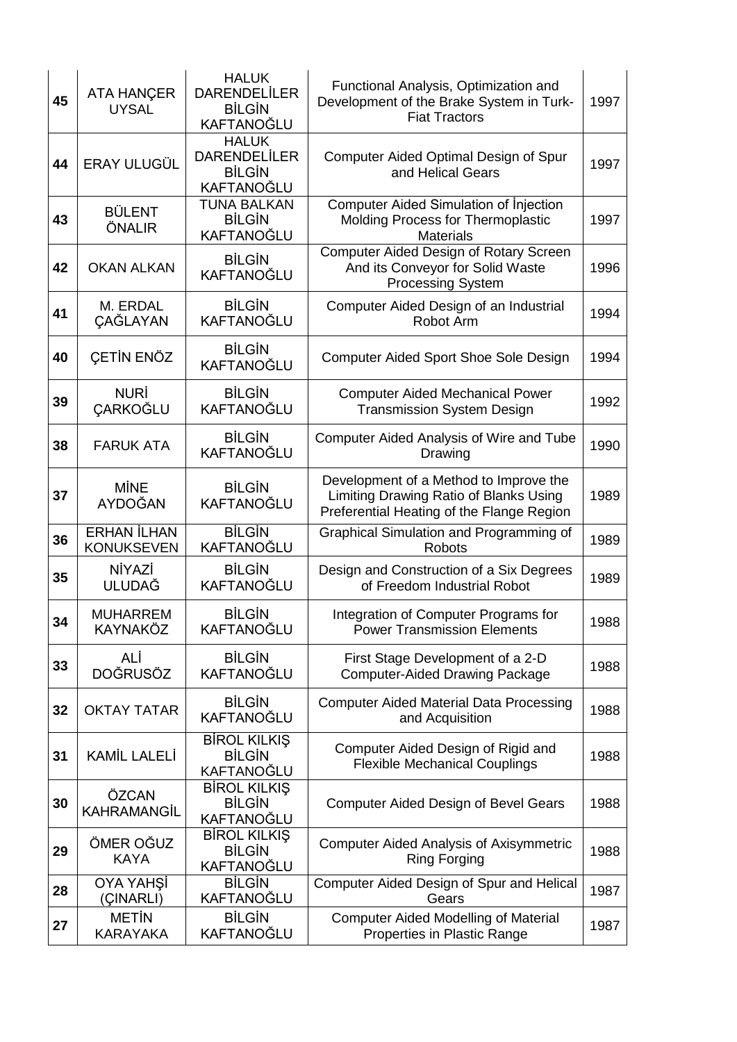| 45 | ATA HANÇER UYSAL | HALUK DARENDELİLER BİLGİN KAFTANOĞLU | Functional Analysis, Optimization and Development of the Brake System in Turk-Fiat Tractors | 1997 |
|---|---|---|---|---|
| 44 | ERAY ULUGÜL | HALUK DARENDELİLER BİLGİN KAFTANOĞLU | Computer Aided Optimal Design of Spur and Helical Gears | 1997 |
| 43 | BÜLENT ÖNALIR | TUNA BALKAN BİLGİN KAFTANOĞLU | Computer Aided Simulation of İnjection Molding Process for Thermoplastic Materials | 1997 |
| 42 | OKAN ALKAN | BİLGİN KAFTANOĞLU | Computer Aided Design of Rotary Screen And its Conveyor for Solid Waste Processing System | 1996 |
| 41 | M. ERDAL ÇAĞLAYAN | BİLGİN KAFTANOĞLU | Computer Aided Design of an Industrial Robot Arm | 1994 |
| 40 | ÇETİN ENÖZ | BİLGİN KAFTANOĞLU | Computer Aided Sport Shoe Sole Design | 1994 |
| 39 | NURİ ÇARKOĞLU | BİLGİN KAFTANOĞLU | Computer Aided Mechanical Power Transmission System Design | 1992 |
| 38 | FARUK ATA | BİLGİN KAFTANOĞLU | Computer Aided Analysis of Wire and Tube Drawing | 1990 |
| 37 | MİNE AYDOĞAN | BİLGİN KAFTANOĞLU | Development of a Method to Improve the Limiting Drawing Ratio of Blanks Using Preferential Heating of the Flange Region | 1989 |
| 36 | ERHAN İLHAN KONUKSEVEN | BİLGİN KAFTANOĞLU | Graphical Simulation and Programming of Robots | 1989 |
| 35 | NİYAZİ ULUDAĞ | BİLGİN KAFTANOĞLU | Design and Construction of a Six Degrees of Freedom Industrial Robot | 1989 |
| 34 | MUHARREM KAYNAKÖZ | BİLGİN KAFTANOĞLU | Integration of Computer Programs for Power Transmission Elements | 1988 |
| 33 | ALİ DOĞRUSÖZ | BİLGİN KAFTANOĞLU | First Stage Development of a 2-D Computer-Aided Drawing Package | 1988 |
| 32 | OKTAY TATAR | BİLGİN KAFTANOĞLU | Computer Aided Material Data Processing and Acquisition | 1988 |
| 31 | KAMİL LALELİ | BİROL KILKIŞ BİLGİN KAFTANOĞLU | Computer Aided Design of Rigid and Flexible Mechanical Couplings | 1988 |
| 30 | ÖZCAN KAHRAMANGİL | BİROL KILKIŞ BİLGİN KAFTANOĞLU | Computer Aided Design of Bevel Gears | 1988 |
| 29 | ÖMER OĞUZ KAYA | BİROL KILKIŞ BİLGİN KAFTANOĞLU | Computer Aided Analysis of Axisymmetric Ring Forging | 1988 |
| 28 | OYA YAHŞİ (ÇINARLI) | BİLGİN KAFTANOĞLU | Computer Aided Design of Spur and Helical Gears | 1987 |
| 27 | METİN KARAYAKA | BİLGİN KAFTANOĞLU | Computer Aided Modelling of Material Properties in Plastic Range | 1987 |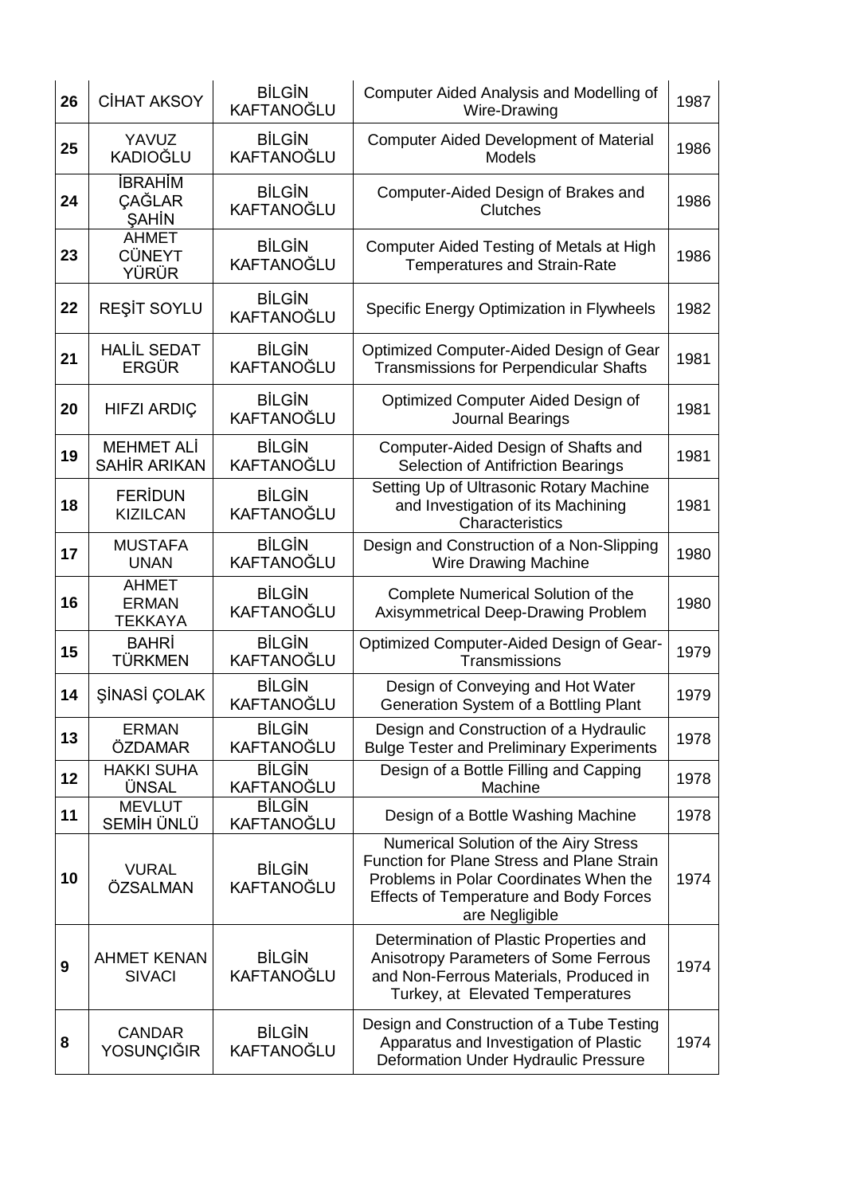| 26 | CİHAT AKSOY | BİLGİN KAFTANOĞLU | Computer Aided Analysis and Modelling of Wire-Drawing | 1987 |
|---|---|---|---|---|
| 25 | YAVUZ KADIOĞLU | BİLGİN KAFTANOĞLU | Computer Aided Development of Material Models | 1986 |
| 24 | İBRAHİM ÇAĞLAR ŞAHİN | BİLGİN KAFTANOĞLU | Computer-Aided Design of Brakes and Clutches | 1986 |
| 23 | AHMET CÜNEYT YÜRÜR | BİLGİN KAFTANOĞLU | Computer Aided Testing of Metals at High Temperatures and Strain-Rate | 1986 |
| 22 | REŞİT SOYLU | BİLGİN KAFTANOĞLU | Specific Energy Optimization in Flywheels | 1982 |
| 21 | HALİL SEDAT ERGÜR | BİLGİN KAFTANOĞLU | Optimized Computer-Aided Design of Gear Transmissions for Perpendicular Shafts | 1981 |
| 20 | HIFZI ARDIÇ | BİLGİN KAFTANOĞLU | Optimized Computer Aided Design of Journal Bearings | 1981 |
| 19 | MEHMET ALİ SAHİR ARIKAN | BİLGİN KAFTANOĞLU | Computer-Aided Design of Shafts and Selection of Antifriction Bearings | 1981 |
| 18 | FERİDUN KIZILCAN | BİLGİN KAFTANOĞLU | Setting Up of Ultrasonic Rotary Machine and Investigation of its Machining Characteristics | 1981 |
| 17 | MUSTAFA UNAN | BİLGİN KAFTANOĞLU | Design and Construction of a Non-Slipping Wire Drawing Machine | 1980 |
| 16 | AHMET ERMAN TEKKAYA | BİLGİN KAFTANOĞLU | Complete Numerical Solution of the Axisymmetrical Deep-Drawing Problem | 1980 |
| 15 | BAHRİ TÜRKMEN | BİLGİN KAFTANOĞLU | Optimized Computer-Aided Design of Gear-Transmissions | 1979 |
| 14 | ŞİNASİ ÇOLAK | BİLGİN KAFTANOĞLU | Design of Conveying and Hot Water Generation System of a Bottling Plant | 1979 |
| 13 | ERMAN ÖZDAMAR | BİLGİN KAFTANOĞLU | Design and Construction of a Hydraulic Bulge Tester and Preliminary Experiments | 1978 |
| 12 | HAKKI SUHA ÜNSAL | BİLGİN KAFTANOĞLU | Design of a Bottle Filling and Capping Machine | 1978 |
| 11 | MEVLUT SEMİH ÜNLÜ | BİLGİN KAFTANOĞLU | Design of a Bottle Washing Machine | 1978 |
| 10 | VURAL ÖZSALMAN | BİLGİN KAFTANOĞLU | Numerical Solution of the Airy Stress Function for Plane Stress and Plane Strain Problems in Polar Coordinates When the Effects of Temperature and Body Forces are Negligible | 1974 |
| 9 | AHMET KENAN SIVACI | BİLGİN KAFTANOĞLU | Determination of Plastic Properties and Anisotropy Parameters of Some Ferrous and Non-Ferrous Materials, Produced in Turkey, at Elevated Temperatures | 1974 |
| 8 | CANDAR YOSUNÇIĞIR | BİLGİN KAFTANOĞLU | Design and Construction of a Tube Testing Apparatus and Investigation of Plastic Deformation Under Hydraulic Pressure | 1974 |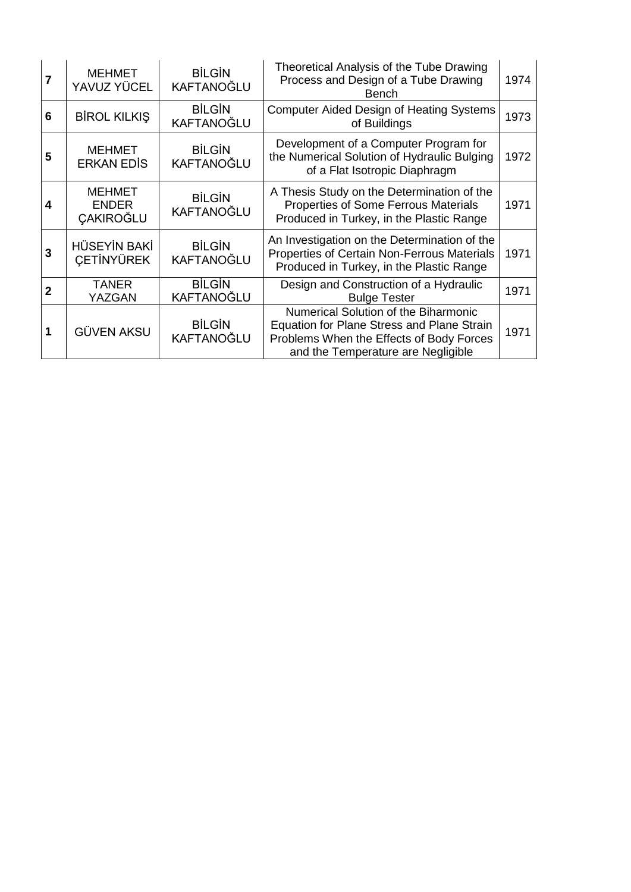| | | | | |
|---|---|---|---|---|
| **7** | MEHMET YAVUZ YÜCEL | BİLGİN KAFTANOĞLU | Theoretical Analysis of the Tube Drawing Process and Design of a Tube Drawing Bench | 1974 |
| **6** | BİROL KILKIŞ | BİLGİN KAFTANOĞLU | Computer Aided Design of Heating Systems of Buildings | 1973 |
| **5** | MEHMET ERKAN EDİS | BİLGİN KAFTANOĞLU | Development of a Computer Program for the Numerical Solution of Hydraulic Bulging of a Flat Isotropic Diaphragm | 1972 |
| **4** | MEHMET ENDER ÇAKIROĞLU | BİLGİN KAFTANOĞLU | A Thesis Study on the Determination of the Properties of Some Ferrous Materials Produced in Turkey, in the Plastic Range | 1971 |
| **3** | HÜSEYİN BAKİ ÇETİNYÜREK | BİLGİN KAFTANOĞLU | An Investigation on the Determination of the Properties of Certain Non-Ferrous Materials Produced in Turkey, in the Plastic Range | 1971 |
| **2** | TANER YAZGAN | BİLGİN KAFTANOĞLU | Design and Construction of a Hydraulic Bulge Tester | 1971 |
| **1** | GÜVEN AKSU | BİLGİN KAFTANOĞLU | Numerical Solution of the Biharmonic Equation for Plane Stress and Plane Strain Problems When the Effects of Body Forces and the Temperature are Negligible | 1971 |